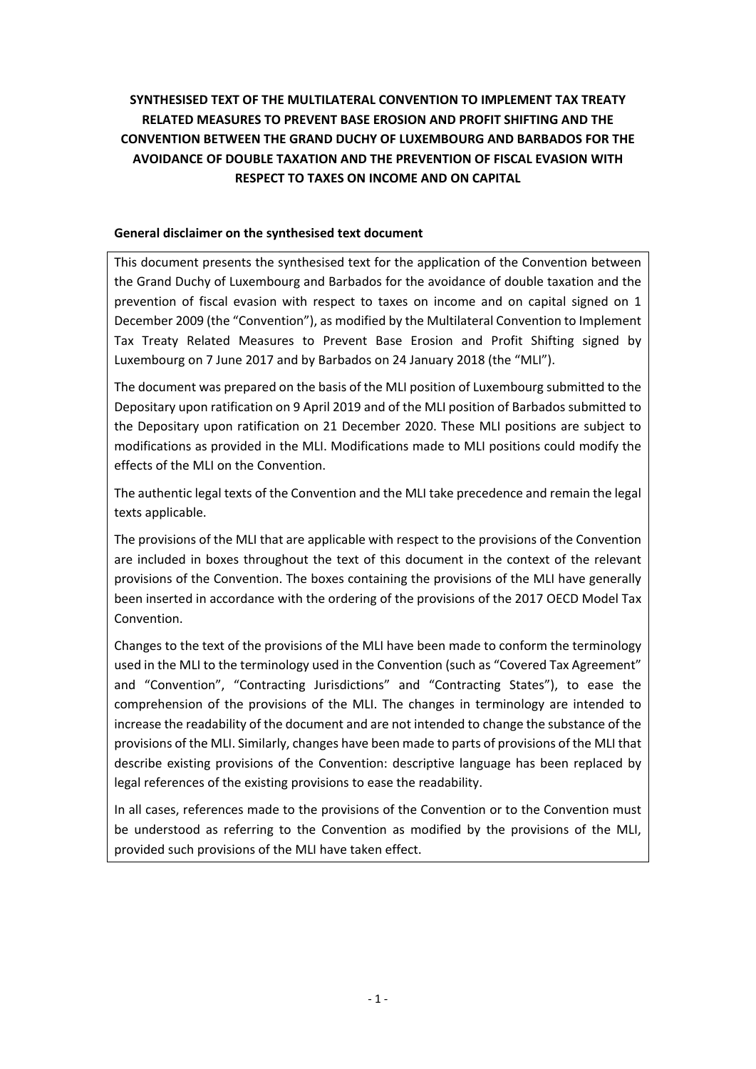# SYNTHESISED TEXT OF THE MULTILATERAL CONVENTION TO IMPLEMENT TAX TREATY RELATED MEASURES TO PREVENT BASE EROSION AND PROFIT SHIFTING AND THE CONVENTION BETWEEN THE GRAND DUCHY OF LUXEMBOURG AND BARBADOS FOR THE AVOIDANCE OF DOUBLE TAXATION AND THE PREVENTION OF FISCAL EVASION WITH RESPECT TO TAXES ON INCOME AND ON CAPITAL

## General disclaimer on the synthesised text document

This document presents the synthesised text for the application of the Convention between the Grand Duchy of Luxembourg and Barbados for the avoidance of double taxation and the prevention of fiscal evasion with respect to taxes on income and on capital signed on 1 December 2009 (the "Convention"), as modified by the Multilateral Convention to Implement Tax Treaty Related Measures to Prevent Base Erosion and Profit Shifting signed by Luxembourg on 7 June 2017 and by Barbados on 24 January 2018 (the "MLI").

The document was prepared on the basis of the MLI position of Luxembourg submitted to the Depositary upon ratification on 9 April 2019 and of the MLI position of Barbados submitted to the Depositary upon ratification on 21 December 2020. These MLI positions are subject to modifications as provided in the MLI. Modifications made to MLI positions could modify the effects of the MLI on the Convention.

The authentic legal texts of the Convention and the MLI take precedence and remain the legal texts applicable.

The provisions of the MLI that are applicable with respect to the provisions of the Convention are included in boxes throughout the text of this document in the context of the relevant provisions of the Convention. The boxes containing the provisions of the MLI have generally been inserted in accordance with the ordering of the provisions of the 2017 OECD Model Tax Convention.

Changes to the text of the provisions of the MLI have been made to conform the terminology used in the MLI to the terminology used in the Convention (such as "Covered Tax Agreement" and "Convention", "Contracting Jurisdictions" and "Contracting States"), to ease the comprehension of the provisions of the MLI. The changes in terminology are intended to increase the readability of the document and are not intended to change the substance of the provisions of the MLI. Similarly, changes have been made to parts of provisions of the MLI that describe existing provisions of the Convention: descriptive language has been replaced by legal references of the existing provisions to ease the readability.

In all cases, references made to the provisions of the Convention or to the Convention must be understood as referring to the Convention as modified by the provisions of the MLI, provided such provisions of the MLI have taken effect.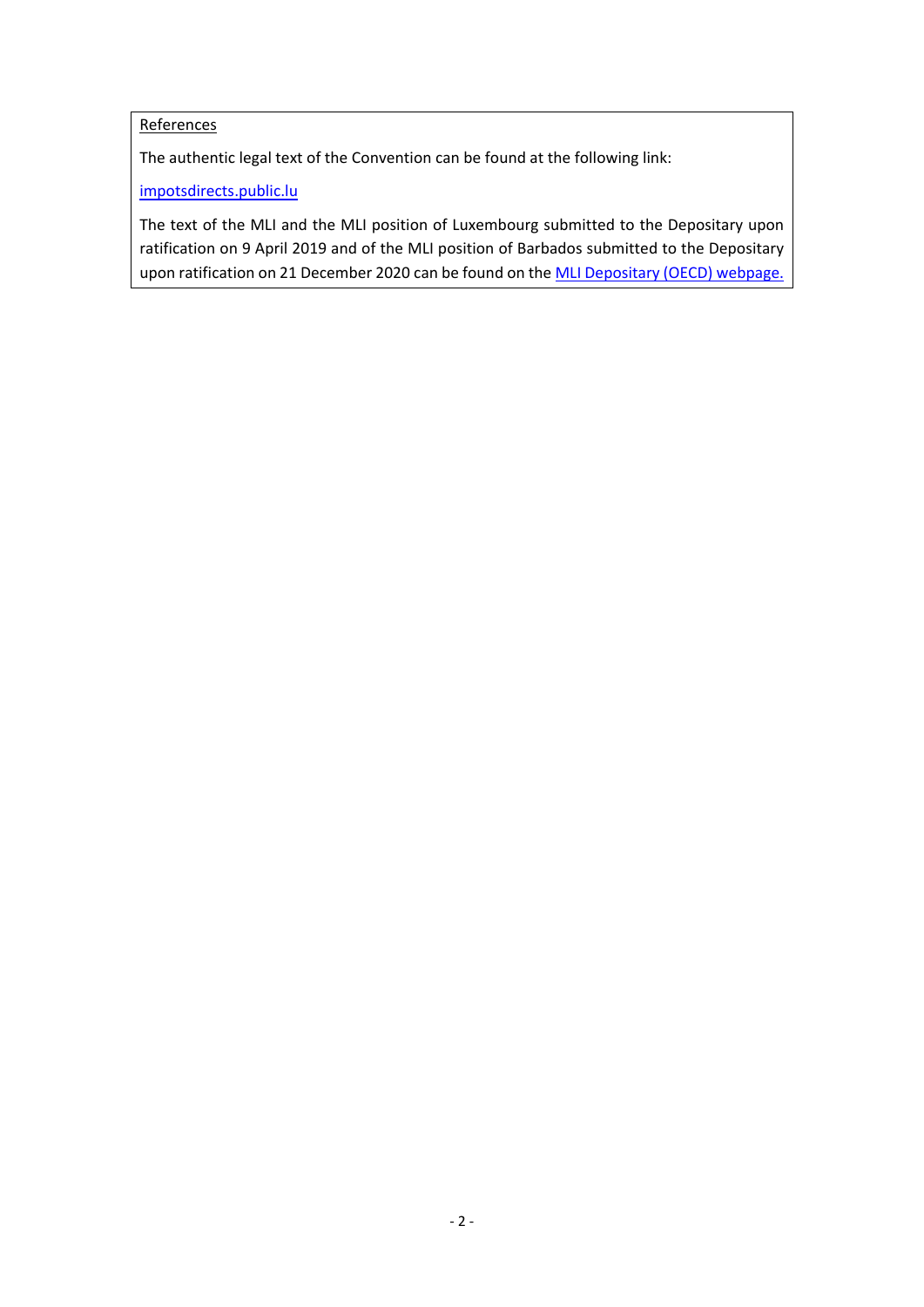References

The authentic legal text of the Convention can be found at the following link:

[impotsdirects.public.lu](impotsdirects.public.lu)

The text of the MLI and the MLI position of Luxembourg submitted to the Depositary upon ratification on 9 April 2019 and of the MLI position of Barbados submitted to the Depositary upon ratification on 21 December 2020 can be found on the [MLI Depositary (OECD) webpage.](MLI Depositary (OECD) webpage.)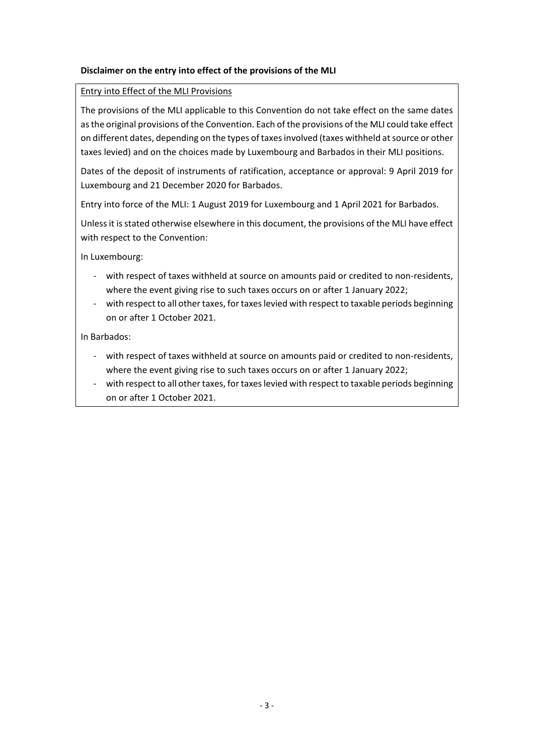**Disclaimer on the entry into effect of the provisions of the MLI**

<u>Entry into Effect of the MLI Provisions</u>

The provisions of the MLI applicable to this Convention do not take effect on the same dates as the original provisions of the Convention. Each of the provisions of the MLI could take effect on different dates, depending on the types of taxes involved (taxes withheld at source or other taxes levied) and on the choices made by Luxembourg and Barbados in their MLI positions.

Dates of the deposit of instruments of ratification, acceptance or approval: 9 April 2019 for Luxembourg and 21 December 2020 for Barbados.

Entry into force of the MLI: 1 August 2019 for Luxembourg and 1 April 2021 for Barbados.

Unless it is stated otherwise elsewhere in this document, the provisions of the MLI have effect with respect to the Convention:

In Luxembourg:

- with respect of taxes withheld at source on amounts paid or credited to non-residents, where the event giving rise to such taxes occurs on or after 1 January 2022;
- with respect to all other taxes, for taxes levied with respect to taxable periods beginning on or after 1 October 2021.

In Barbados:

- with respect of taxes withheld at source on amounts paid or credited to non-residents, where the event giving rise to such taxes occurs on or after 1 January 2022;
- with respect to all other taxes, for taxes levied with respect to taxable periods beginning on or after 1 October 2021.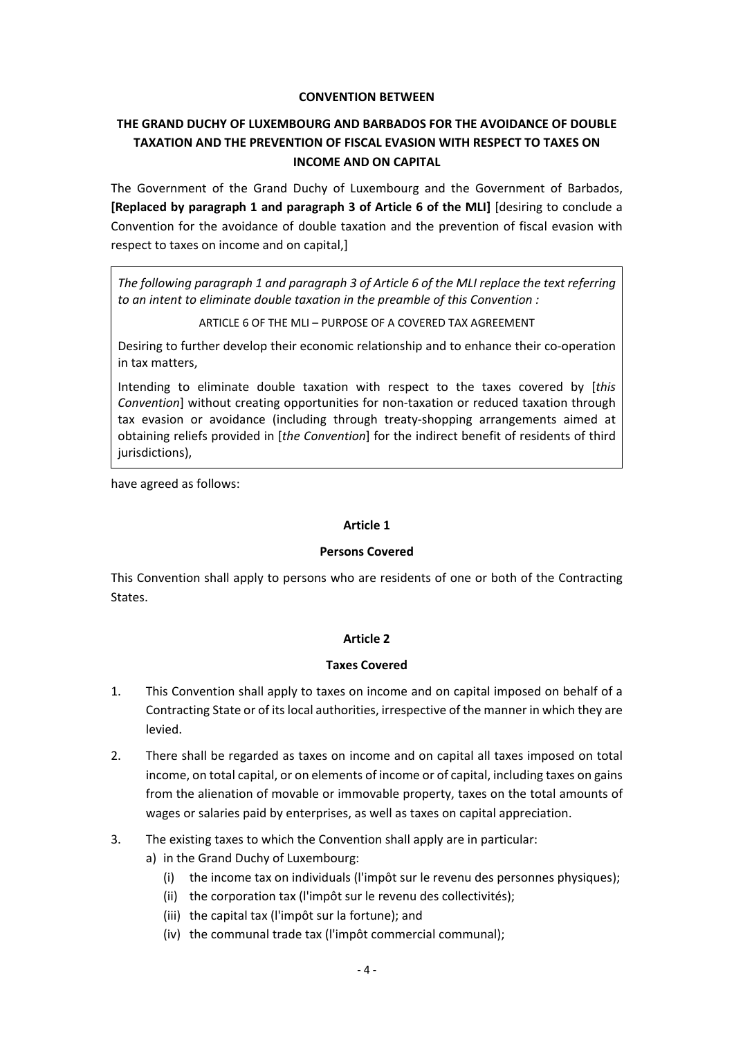**CONVENTION BETWEEN**

**THE GRAND DUCHY OF LUXEMBOURG AND BARBADOS FOR THE AVOIDANCE OF DOUBLE TAXATION AND THE PREVENTION OF FISCAL EVASION WITH RESPECT TO TAXES ON INCOME AND ON CAPITAL**

The Government of the Grand Duchy of Luxembourg and the Government of Barbados, **[Replaced by paragraph 1 and paragraph 3 of Article 6 of the MLI]** [desiring to conclude a Convention for the avoidance of double taxation and the prevention of fiscal evasion with respect to taxes on income and on capital,]

> *The following paragraph 1 and paragraph 3 of Article 6 of the MLI replace the text referring to an intent to eliminate double taxation in the preamble of this Convention :*
>
> ARTICLE 6 OF THE MLI – PURPOSE OF A COVERED TAX AGREEMENT
>
> Desiring to further develop their economic relationship and to enhance their co-operation in tax matters,
>
> Intending to eliminate double taxation with respect to the taxes covered by [*this Convention*] without creating opportunities for non-taxation or reduced taxation through tax evasion or avoidance (including through treaty-shopping arrangements aimed at obtaining reliefs provided in [*the Convention*] for the indirect benefit of residents of third jurisdictions),

have agreed as follows:

**Article 1**

**Persons Covered**

This Convention shall apply to persons who are residents of one or both of the Contracting States.

**Article 2**

**Taxes Covered**

1. This Convention shall apply to taxes on income and on capital imposed on behalf of a Contracting State or of its local authorities, irrespective of the manner in which they are levied.

2. There shall be regarded as taxes on income and on capital all taxes imposed on total income, on total capital, or on elements of income or of capital, including taxes on gains from the alienation of movable or immovable property, taxes on the total amounts of wages or salaries paid by enterprises, as well as taxes on capital appreciation.

3. The existing taxes to which the Convention shall apply are in particular:
   a) in the Grand Duchy of Luxembourg:
      (i) the income tax on individuals (l'impôt sur le revenu des personnes physiques);
      (ii) the corporation tax (l'impôt sur le revenu des collectivités);
      (iii) the capital tax (l'impôt sur la fortune); and
      (iv) the communal trade tax (l'impôt commercial communal);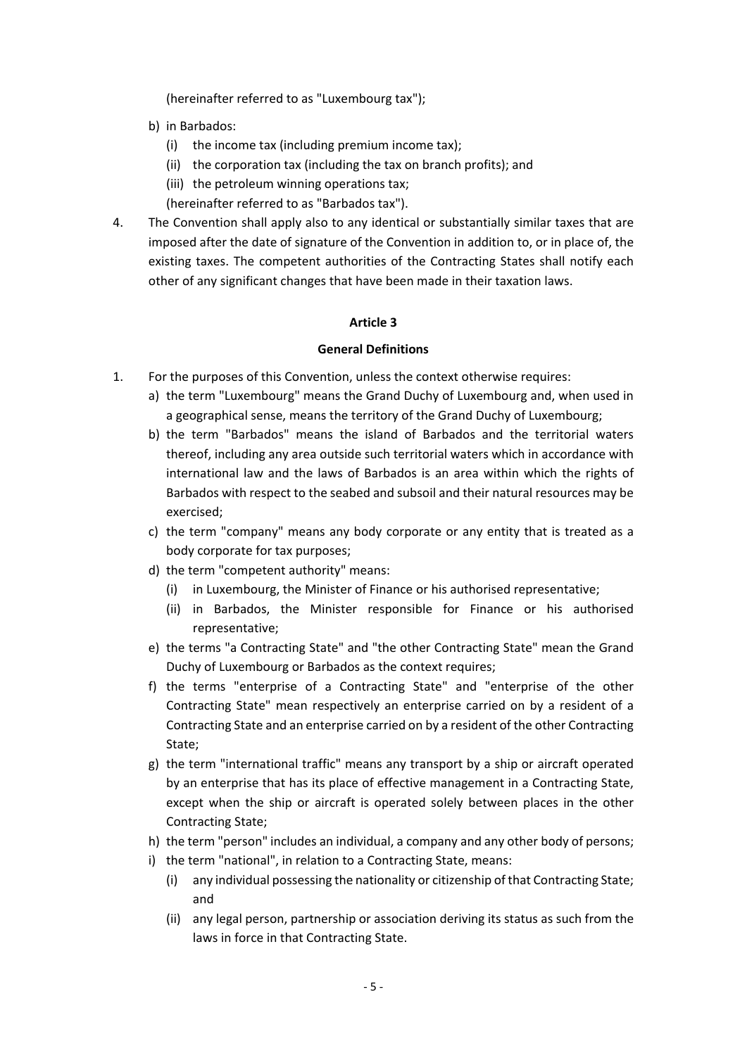(hereinafter referred to as "Luxembourg tax");

b) in Barbados:
   (i) the income tax (including premium income tax);
   (ii) the corporation tax (including the tax on branch profits); and
   (iii) the petroleum winning operations tax;

   (hereinafter referred to as "Barbados tax").

4. The Convention shall apply also to any identical or substantially similar taxes that are imposed after the date of signature of the Convention in addition to, or in place of, the existing taxes. The competent authorities of the Contracting States shall notify each other of any significant changes that have been made in their taxation laws.

### Article 3

### General Definitions

1. For the purposes of this Convention, unless the context otherwise requires:
   a) the term "Luxembourg" means the Grand Duchy of Luxembourg and, when used in a geographical sense, means the territory of the Grand Duchy of Luxembourg;
   b) the term "Barbados" means the island of Barbados and the territorial waters thereof, including any area outside such territorial waters which in accordance with international law and the laws of Barbados is an area within which the rights of Barbados with respect to the seabed and subsoil and their natural resources may be exercised;
   c) the term "company" means any body corporate or any entity that is treated as a body corporate for tax purposes;
   d) the term "competent authority" means:
      (i) in Luxembourg, the Minister of Finance or his authorised representative;
      (ii) in Barbados, the Minister responsible for Finance or his authorised representative;
   e) the terms "a Contracting State" and "the other Contracting State" mean the Grand Duchy of Luxembourg or Barbados as the context requires;
   f) the terms "enterprise of a Contracting State" and "enterprise of the other Contracting State" mean respectively an enterprise carried on by a resident of a Contracting State and an enterprise carried on by a resident of the other Contracting State;
   g) the term "international traffic" means any transport by a ship or aircraft operated by an enterprise that has its place of effective management in a Contracting State, except when the ship or aircraft is operated solely between places in the other Contracting State;
   h) the term "person" includes an individual, a company and any other body of persons;
   i) the term "national", in relation to a Contracting State, means:
      (i) any individual possessing the nationality or citizenship of that Contracting State; and
      (ii) any legal person, partnership or association deriving its status as such from the laws in force in that Contracting State.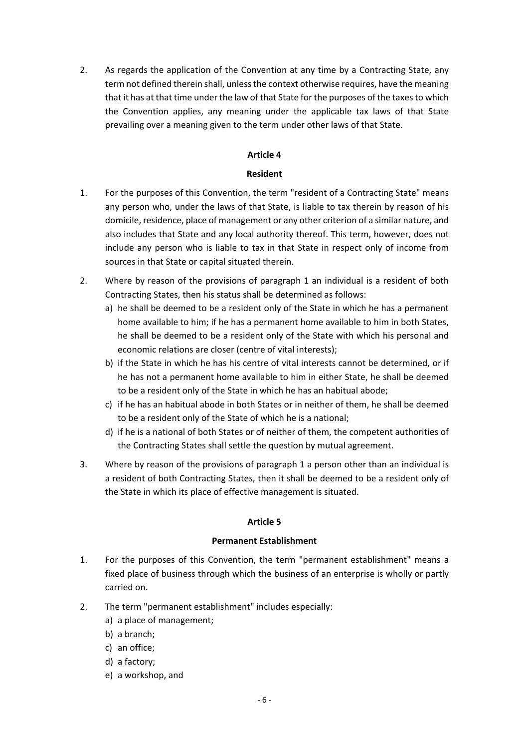2. As regards the application of the Convention at any time by a Contracting State, any term not defined therein shall, unless the context otherwise requires, have the meaning that it has at that time under the law of that State for the purposes of the taxes to which the Convention applies, any meaning under the applicable tax laws of that State prevailing over a meaning given to the term under other laws of that State.

## Article 4

## Resident

1. For the purposes of this Convention, the term "resident of a Contracting State" means any person who, under the laws of that State, is liable to tax therein by reason of his domicile, residence, place of management or any other criterion of a similar nature, and also includes that State and any local authority thereof. This term, however, does not include any person who is liable to tax in that State in respect only of income from sources in that State or capital situated therein.

2. Where by reason of the provisions of paragraph 1 an individual is a resident of both Contracting States, then his status shall be determined as follows:
   a) he shall be deemed to be a resident only of the State in which he has a permanent home available to him; if he has a permanent home available to him in both States, he shall be deemed to be a resident only of the State with which his personal and economic relations are closer (centre of vital interests);
   b) if the State in which he has his centre of vital interests cannot be determined, or if he has not a permanent home available to him in either State, he shall be deemed to be a resident only of the State in which he has an habitual abode;
   c) if he has an habitual abode in both States or in neither of them, he shall be deemed to be a resident only of the State of which he is a national;
   d) if he is a national of both States or of neither of them, the competent authorities of the Contracting States shall settle the question by mutual agreement.

3. Where by reason of the provisions of paragraph 1 a person other than an individual is a resident of both Contracting States, then it shall be deemed to be a resident only of the State in which its place of effective management is situated.

## Article 5

## Permanent Establishment

1. For the purposes of this Convention, the term "permanent establishment" means a fixed place of business through which the business of an enterprise is wholly or partly carried on.

2. The term "permanent establishment" includes especially:
   a) a place of management;
   b) a branch;
   c) an office;
   d) a factory;
   e) a workshop, and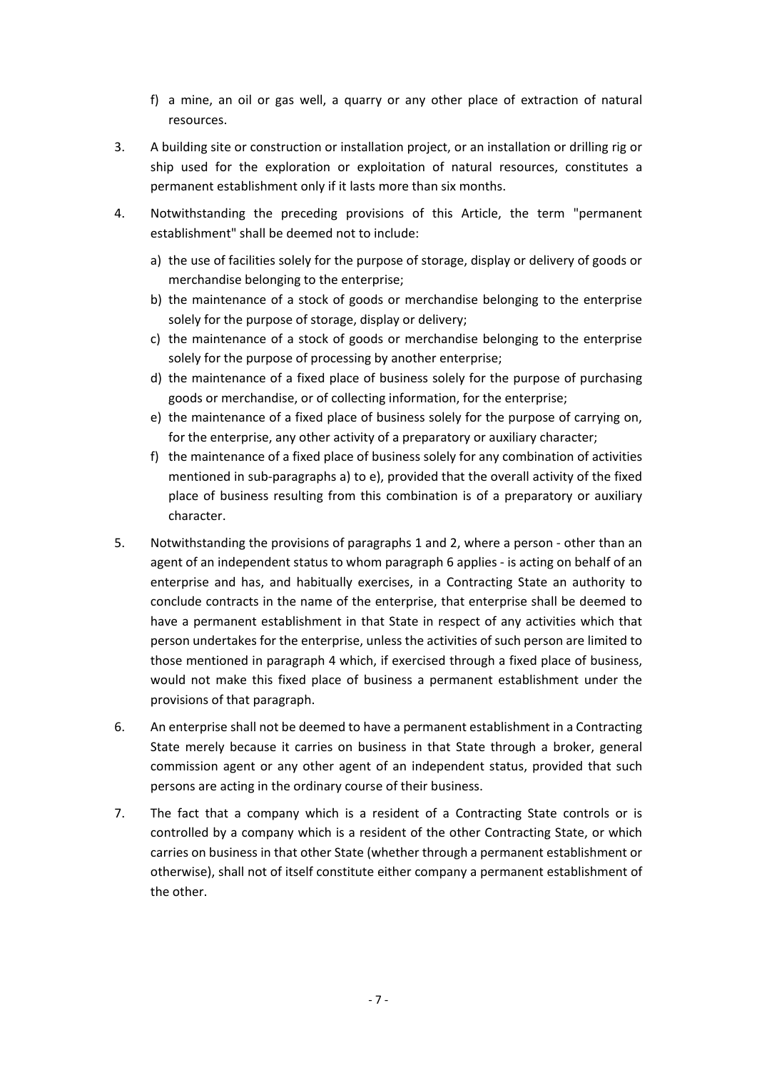f) a mine, an oil or gas well, a quarry or any other place of extraction of natural resources.

3. A building site or construction or installation project, or an installation or drilling rig or ship used for the exploration or exploitation of natural resources, constitutes a permanent establishment only if it lasts more than six months.

4. Notwithstanding the preceding provisions of this Article, the term "permanent establishment" shall be deemed not to include:

   a) the use of facilities solely for the purpose of storage, display or delivery of goods or merchandise belonging to the enterprise;
   b) the maintenance of a stock of goods or merchandise belonging to the enterprise solely for the purpose of storage, display or delivery;
   c) the maintenance of a stock of goods or merchandise belonging to the enterprise solely for the purpose of processing by another enterprise;
   d) the maintenance of a fixed place of business solely for the purpose of purchasing goods or merchandise, or of collecting information, for the enterprise;
   e) the maintenance of a fixed place of business solely for the purpose of carrying on, for the enterprise, any other activity of a preparatory or auxiliary character;
   f) the maintenance of a fixed place of business solely for any combination of activities mentioned in sub-paragraphs a) to e), provided that the overall activity of the fixed place of business resulting from this combination is of a preparatory or auxiliary character.

5. Notwithstanding the provisions of paragraphs 1 and 2, where a person - other than an agent of an independent status to whom paragraph 6 applies - is acting on behalf of an enterprise and has, and habitually exercises, in a Contracting State an authority to conclude contracts in the name of the enterprise, that enterprise shall be deemed to have a permanent establishment in that State in respect of any activities which that person undertakes for the enterprise, unless the activities of such person are limited to those mentioned in paragraph 4 which, if exercised through a fixed place of business, would not make this fixed place of business a permanent establishment under the provisions of that paragraph.

6. An enterprise shall not be deemed to have a permanent establishment in a Contracting State merely because it carries on business in that State through a broker, general commission agent or any other agent of an independent status, provided that such persons are acting in the ordinary course of their business.

7. The fact that a company which is a resident of a Contracting State controls or is controlled by a company which is a resident of the other Contracting State, or which carries on business in that other State (whether through a permanent establishment or otherwise), shall not of itself constitute either company a permanent establishment of the other.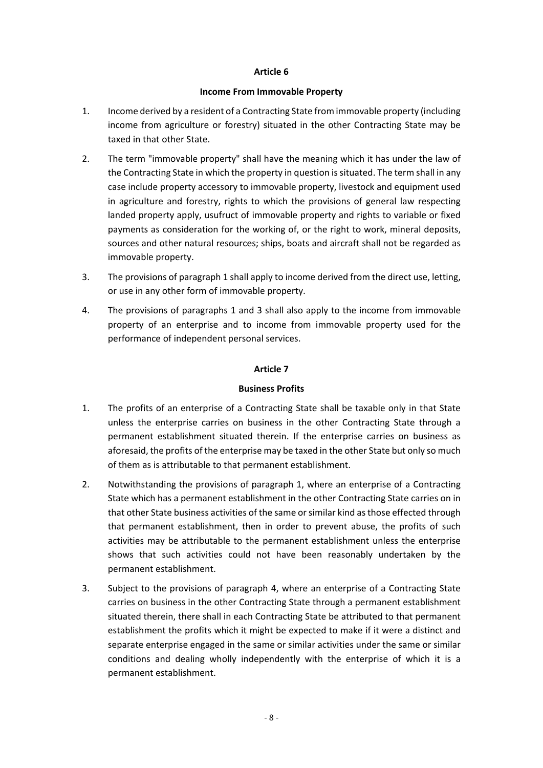## Article 6

### Income From Immovable Property

1. Income derived by a resident of a Contracting State from immovable property (including income from agriculture or forestry) situated in the other Contracting State may be taxed in that other State.

2. The term "immovable property" shall have the meaning which it has under the law of the Contracting State in which the property in question is situated. The term shall in any case include property accessory to immovable property, livestock and equipment used in agriculture and forestry, rights to which the provisions of general law respecting landed property apply, usufruct of immovable property and rights to variable or fixed payments as consideration for the working of, or the right to work, mineral deposits, sources and other natural resources; ships, boats and aircraft shall not be regarded as immovable property.

3. The provisions of paragraph 1 shall apply to income derived from the direct use, letting, or use in any other form of immovable property.

4. The provisions of paragraphs 1 and 3 shall also apply to the income from immovable property of an enterprise and to income from immovable property used for the performance of independent personal services.

## Article 7

### Business Profits

1. The profits of an enterprise of a Contracting State shall be taxable only in that State unless the enterprise carries on business in the other Contracting State through a permanent establishment situated therein. If the enterprise carries on business as aforesaid, the profits of the enterprise may be taxed in the other State but only so much of them as is attributable to that permanent establishment.

2. Notwithstanding the provisions of paragraph 1, where an enterprise of a Contracting State which has a permanent establishment in the other Contracting State carries on in that other State business activities of the same or similar kind as those effected through that permanent establishment, then in order to prevent abuse, the profits of such activities may be attributable to the permanent establishment unless the enterprise shows that such activities could not have been reasonably undertaken by the permanent establishment.

3. Subject to the provisions of paragraph 4, where an enterprise of a Contracting State carries on business in the other Contracting State through a permanent establishment situated therein, there shall in each Contracting State be attributed to that permanent establishment the profits which it might be expected to make if it were a distinct and separate enterprise engaged in the same or similar activities under the same or similar conditions and dealing wholly independently with the enterprise of which it is a permanent establishment.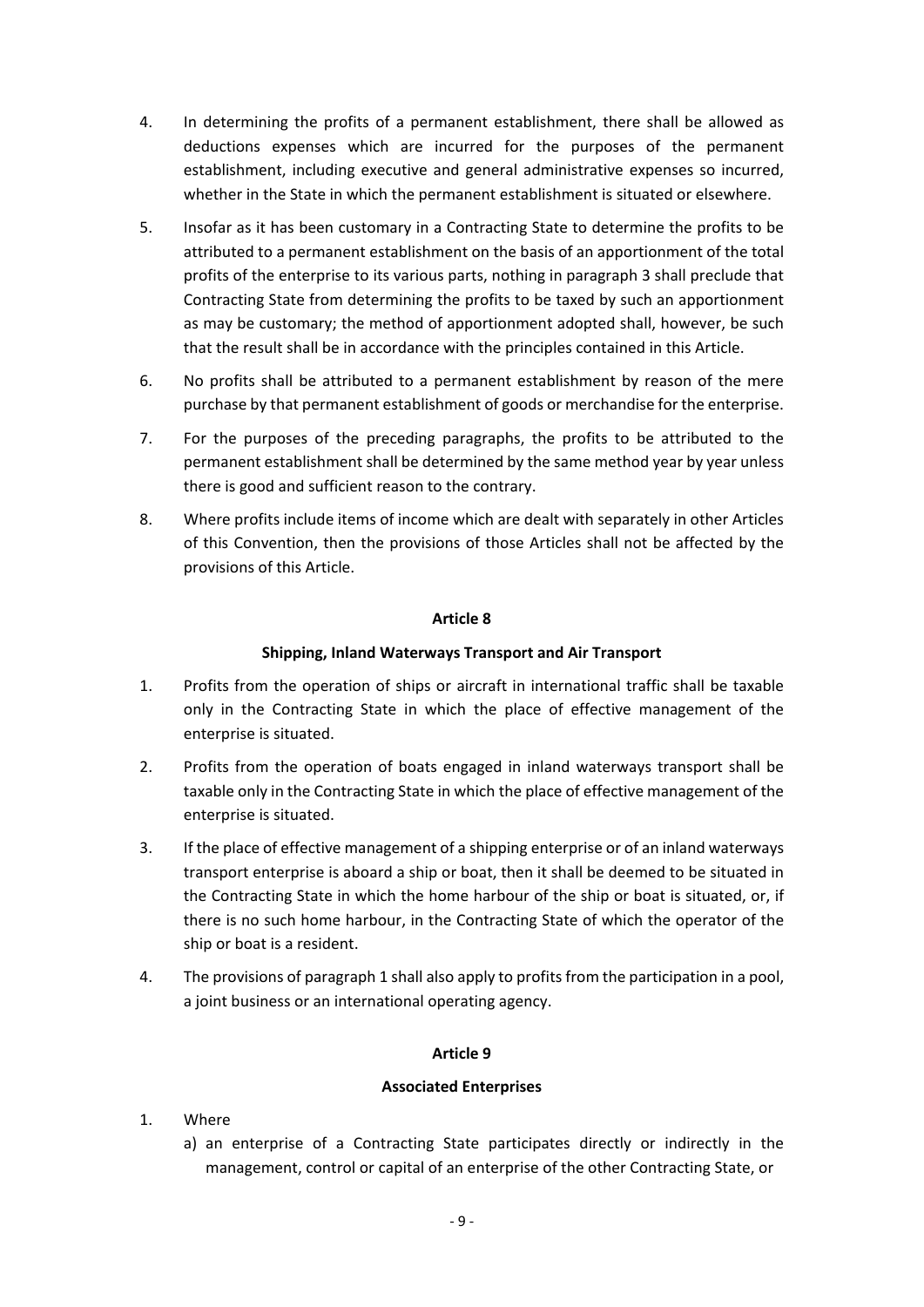4. In determining the profits of a permanent establishment, there shall be allowed as deductions expenses which are incurred for the purposes of the permanent establishment, including executive and general administrative expenses so incurred, whether in the State in which the permanent establishment is situated or elsewhere.

5. Insofar as it has been customary in a Contracting State to determine the profits to be attributed to a permanent establishment on the basis of an apportionment of the total profits of the enterprise to its various parts, nothing in paragraph 3 shall preclude that Contracting State from determining the profits to be taxed by such an apportionment as may be customary; the method of apportionment adopted shall, however, be such that the result shall be in accordance with the principles contained in this Article.

6. No profits shall be attributed to a permanent establishment by reason of the mere purchase by that permanent establishment of goods or merchandise for the enterprise.

7. For the purposes of the preceding paragraphs, the profits to be attributed to the permanent establishment shall be determined by the same method year by year unless there is good and sufficient reason to the contrary.

8. Where profits include items of income which are dealt with separately in other Articles of this Convention, then the provisions of those Articles shall not be affected by the provisions of this Article.

## Article 8

### Shipping, Inland Waterways Transport and Air Transport

1. Profits from the operation of ships or aircraft in international traffic shall be taxable only in the Contracting State in which the place of effective management of the enterprise is situated.

2. Profits from the operation of boats engaged in inland waterways transport shall be taxable only in the Contracting State in which the place of effective management of the enterprise is situated.

3. If the place of effective management of a shipping enterprise or of an inland waterways transport enterprise is aboard a ship or boat, then it shall be deemed to be situated in the Contracting State in which the home harbour of the ship or boat is situated, or, if there is no such home harbour, in the Contracting State of which the operator of the ship or boat is a resident.

4. The provisions of paragraph 1 shall also apply to profits from the participation in a pool, a joint business or an international operating agency.

## Article 9

### Associated Enterprises

1. Where
   a) an enterprise of a Contracting State participates directly or indirectly in the management, control or capital of an enterprise of the other Contracting State, or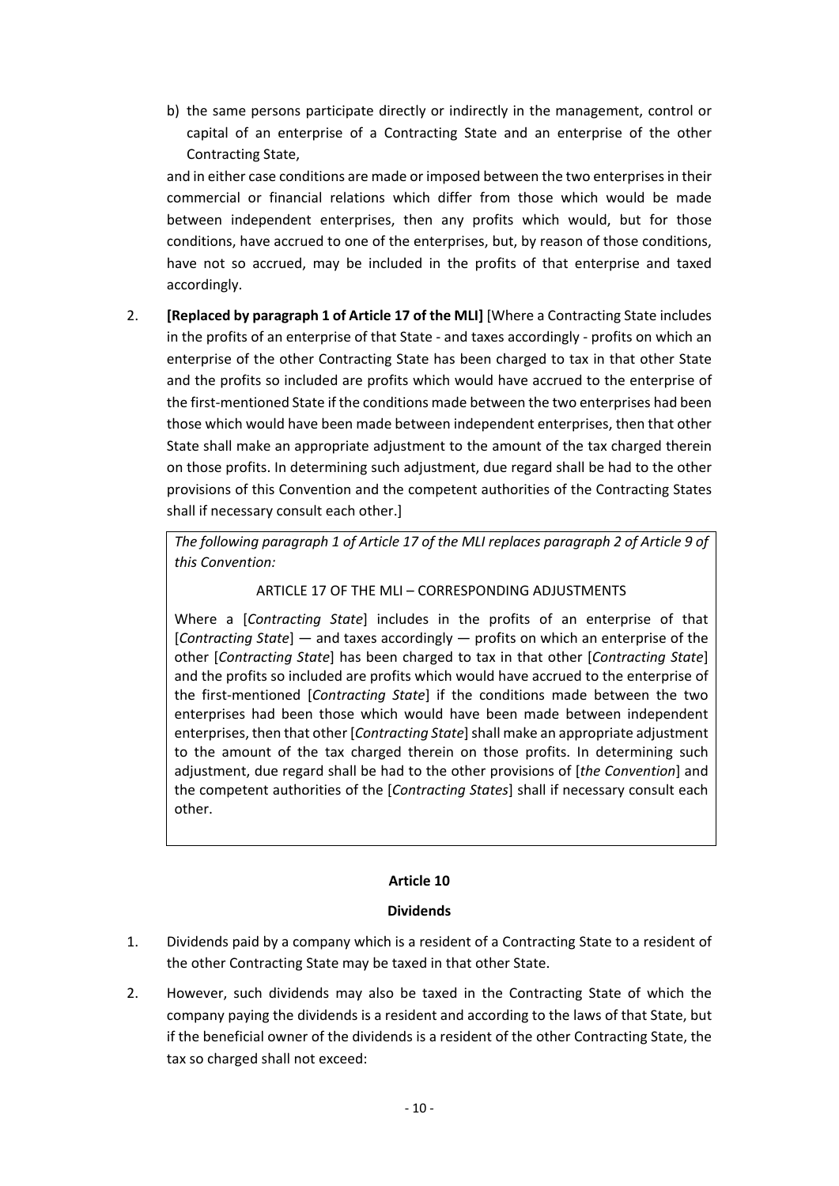b) the same persons participate directly or indirectly in the management, control or capital of an enterprise of a Contracting State and an enterprise of the other Contracting State,

and in either case conditions are made or imposed between the two enterprises in their commercial or financial relations which differ from those which would be made between independent enterprises, then any profits which would, but for those conditions, have accrued to one of the enterprises, but, by reason of those conditions, have not so accrued, may be included in the profits of that enterprise and taxed accordingly.

2. **[Replaced by paragraph 1 of Article 17 of the MLI]** [Where a Contracting State includes in the profits of an enterprise of that State - and taxes accordingly - profits on which an enterprise of the other Contracting State has been charged to tax in that other State and the profits so included are profits which would have accrued to the enterprise of the first-mentioned State if the conditions made between the two enterprises had been those which would have been made between independent enterprises, then that other State shall make an appropriate adjustment to the amount of the tax charged therein on those profits. In determining such adjustment, due regard shall be had to the other provisions of this Convention and the competent authorities of the Contracting States shall if necessary consult each other.]

*The following paragraph 1 of Article 17 of the MLI replaces paragraph 2 of Article 9 of this Convention:*

ARTICLE 17 OF THE MLI – CORRESPONDING ADJUSTMENTS

Where a [*Contracting State*] includes in the profits of an enterprise of that [*Contracting State*] — and taxes accordingly — profits on which an enterprise of the other [*Contracting State*] has been charged to tax in that other [*Contracting State*] and the profits so included are profits which would have accrued to the enterprise of the first-mentioned [*Contracting State*] if the conditions made between the two enterprises had been those which would have been made between independent enterprises, then that other [*Contracting State*] shall make an appropriate adjustment to the amount of the tax charged therein on those profits. In determining such adjustment, due regard shall be had to the other provisions of [*the Convention*] and the competent authorities of the [*Contracting States*] shall if necessary consult each other.

## Article 10

## Dividends

1. Dividends paid by a company which is a resident of a Contracting State to a resident of the other Contracting State may be taxed in that other State.

2. However, such dividends may also be taxed in the Contracting State of which the company paying the dividends is a resident and according to the laws of that State, but if the beneficial owner of the dividends is a resident of the other Contracting State, the tax so charged shall not exceed: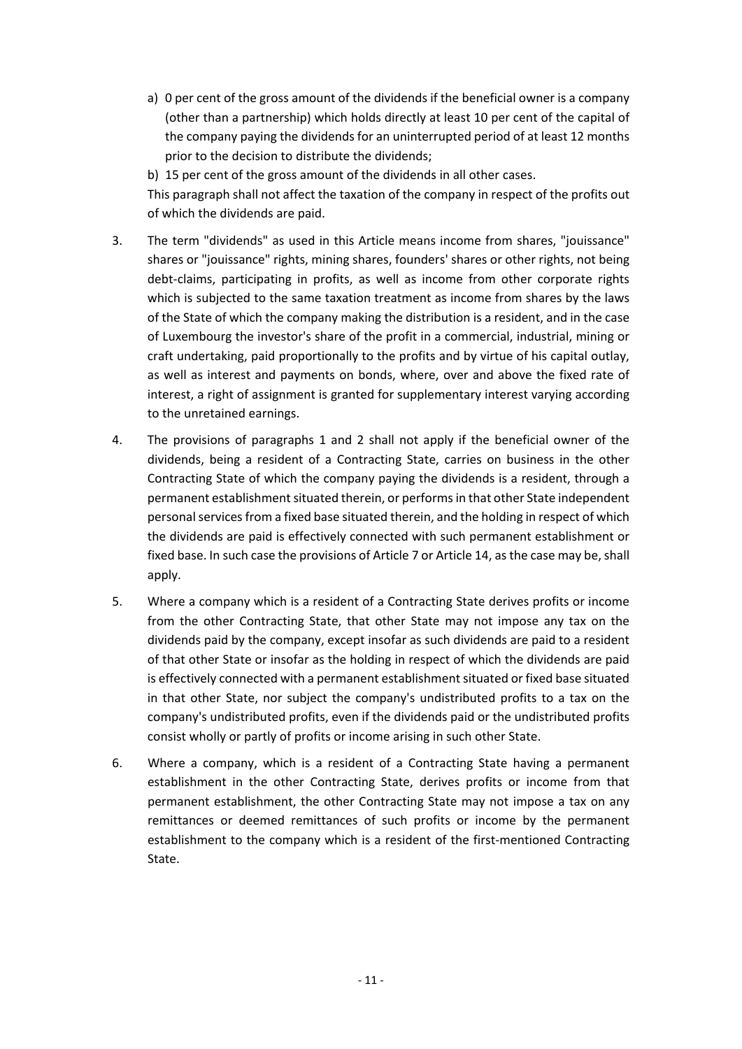a) 0 per cent of the gross amount of the dividends if the beneficial owner is a company (other than a partnership) which holds directly at least 10 per cent of the capital of the company paying the dividends for an uninterrupted period of at least 12 months prior to the decision to distribute the dividends;

b) 15 per cent of the gross amount of the dividends in all other cases.

This paragraph shall not affect the taxation of the company in respect of the profits out of which the dividends are paid.

3. The term "dividends" as used in this Article means income from shares, "jouissance" shares or "jouissance" rights, mining shares, founders' shares or other rights, not being debt-claims, participating in profits, as well as income from other corporate rights which is subjected to the same taxation treatment as income from shares by the laws of the State of which the company making the distribution is a resident, and in the case of Luxembourg the investor's share of the profit in a commercial, industrial, mining or craft undertaking, paid proportionally to the profits and by virtue of his capital outlay, as well as interest and payments on bonds, where, over and above the fixed rate of interest, a right of assignment is granted for supplementary interest varying according to the unretained earnings.

4. The provisions of paragraphs 1 and 2 shall not apply if the beneficial owner of the dividends, being a resident of a Contracting State, carries on business in the other Contracting State of which the company paying the dividends is a resident, through a permanent establishment situated therein, or performs in that other State independent personal services from a fixed base situated therein, and the holding in respect of which the dividends are paid is effectively connected with such permanent establishment or fixed base. In such case the provisions of Article 7 or Article 14, as the case may be, shall apply.

5. Where a company which is a resident of a Contracting State derives profits or income from the other Contracting State, that other State may not impose any tax on the dividends paid by the company, except insofar as such dividends are paid to a resident of that other State or insofar as the holding in respect of which the dividends are paid is effectively connected with a permanent establishment situated or fixed base situated in that other State, nor subject the company's undistributed profits to a tax on the company's undistributed profits, even if the dividends paid or the undistributed profits consist wholly or partly of profits or income arising in such other State.

6. Where a company, which is a resident of a Contracting State having a permanent establishment in the other Contracting State, derives profits or income from that permanent establishment, the other Contracting State may not impose a tax on any remittances or deemed remittances of such profits or income by the permanent establishment to the company which is a resident of the first-mentioned Contracting State.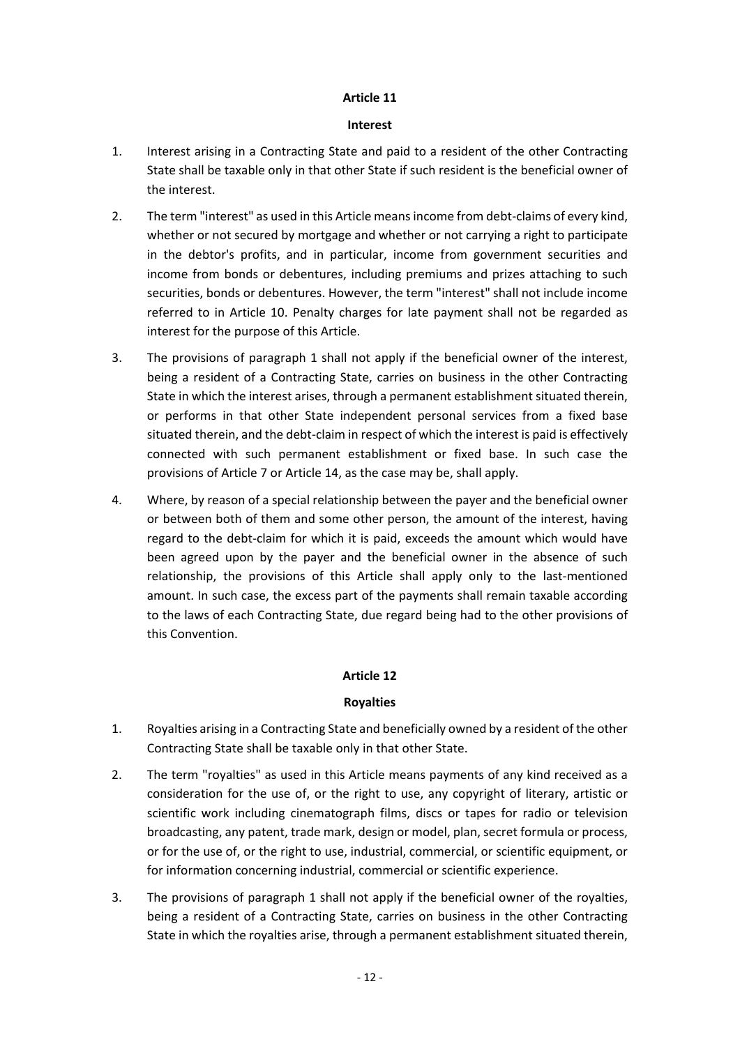## Article 11

### Interest

1. Interest arising in a Contracting State and paid to a resident of the other Contracting State shall be taxable only in that other State if such resident is the beneficial owner of the interest.

2. The term "interest" as used in this Article means income from debt-claims of every kind, whether or not secured by mortgage and whether or not carrying a right to participate in the debtor's profits, and in particular, income from government securities and income from bonds or debentures, including premiums and prizes attaching to such securities, bonds or debentures. However, the term "interest" shall not include income referred to in Article 10. Penalty charges for late payment shall not be regarded as interest for the purpose of this Article.

3. The provisions of paragraph 1 shall not apply if the beneficial owner of the interest, being a resident of a Contracting State, carries on business in the other Contracting State in which the interest arises, through a permanent establishment situated therein, or performs in that other State independent personal services from a fixed base situated therein, and the debt-claim in respect of which the interest is paid is effectively connected with such permanent establishment or fixed base. In such case the provisions of Article 7 or Article 14, as the case may be, shall apply.

4. Where, by reason of a special relationship between the payer and the beneficial owner or between both of them and some other person, the amount of the interest, having regard to the debt-claim for which it is paid, exceeds the amount which would have been agreed upon by the payer and the beneficial owner in the absence of such relationship, the provisions of this Article shall apply only to the last-mentioned amount. In such case, the excess part of the payments shall remain taxable according to the laws of each Contracting State, due regard being had to the other provisions of this Convention.

## Article 12

### Royalties

1. Royalties arising in a Contracting State and beneficially owned by a resident of the other Contracting State shall be taxable only in that other State.

2. The term "royalties" as used in this Article means payments of any kind received as a consideration for the use of, or the right to use, any copyright of literary, artistic or scientific work including cinematograph films, discs or tapes for radio or television broadcasting, any patent, trade mark, design or model, plan, secret formula or process, or for the use of, or the right to use, industrial, commercial, or scientific equipment, or for information concerning industrial, commercial or scientific experience.

3. The provisions of paragraph 1 shall not apply if the beneficial owner of the royalties, being a resident of a Contracting State, carries on business in the other Contracting State in which the royalties arise, through a permanent establishment situated therein,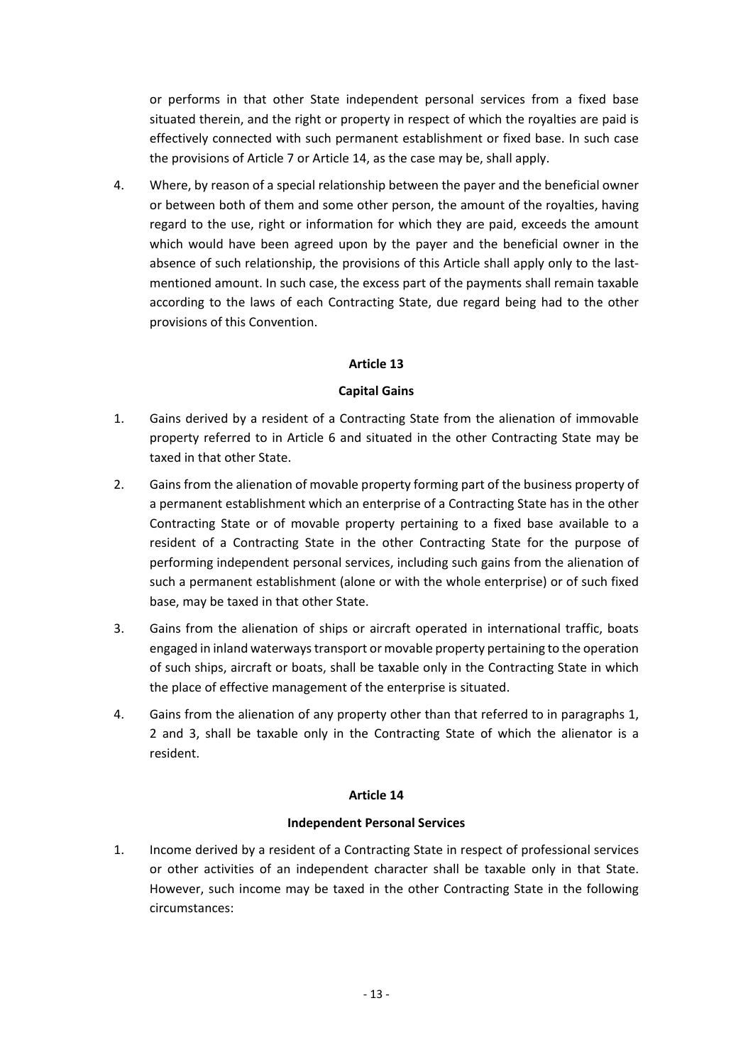or performs in that other State independent personal services from a fixed base situated therein, and the right or property in respect of which the royalties are paid is effectively connected with such permanent establishment or fixed base. In such case the provisions of Article 7 or Article 14, as the case may be, shall apply.

4. Where, by reason of a special relationship between the payer and the beneficial owner or between both of them and some other person, the amount of the royalties, having regard to the use, right or information for which they are paid, exceeds the amount which would have been agreed upon by the payer and the beneficial owner in the absence of such relationship, the provisions of this Article shall apply only to the last-mentioned amount. In such case, the excess part of the payments shall remain taxable according to the laws of each Contracting State, due regard being had to the other provisions of this Convention.

**Article 13**

**Capital Gains**

1. Gains derived by a resident of a Contracting State from the alienation of immovable property referred to in Article 6 and situated in the other Contracting State may be taxed in that other State.

2. Gains from the alienation of movable property forming part of the business property of a permanent establishment which an enterprise of a Contracting State has in the other Contracting State or of movable property pertaining to a fixed base available to a resident of a Contracting State in the other Contracting State for the purpose of performing independent personal services, including such gains from the alienation of such a permanent establishment (alone or with the whole enterprise) or of such fixed base, may be taxed in that other State.

3. Gains from the alienation of ships or aircraft operated in international traffic, boats engaged in inland waterways transport or movable property pertaining to the operation of such ships, aircraft or boats, shall be taxable only in the Contracting State in which the place of effective management of the enterprise is situated.

4. Gains from the alienation of any property other than that referred to in paragraphs 1, 2 and 3, shall be taxable only in the Contracting State of which the alienator is a resident.

**Article 14**

**Independent Personal Services**

1. Income derived by a resident of a Contracting State in respect of professional services or other activities of an independent character shall be taxable only in that State. However, such income may be taxed in the other Contracting State in the following circumstances: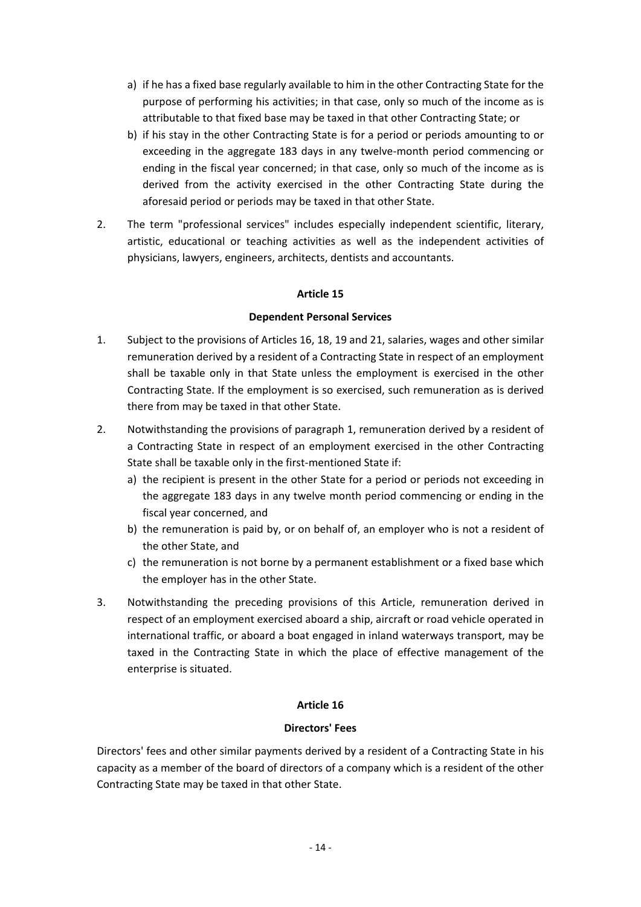a) if he has a fixed base regularly available to him in the other Contracting State for the purpose of performing his activities; in that case, only so much of the income as is attributable to that fixed base may be taxed in that other Contracting State; or
b) if his stay in the other Contracting State is for a period or periods amounting to or exceeding in the aggregate 183 days in any twelve-month period commencing or ending in the fiscal year concerned; in that case, only so much of the income as is derived from the activity exercised in the other Contracting State during the aforesaid period or periods may be taxed in that other State.

2. The term "professional services" includes especially independent scientific, literary, artistic, educational or teaching activities as well as the independent activities of physicians, lawyers, engineers, architects, dentists and accountants.

**Article 15**

**Dependent Personal Services**

1. Subject to the provisions of Articles 16, 18, 19 and 21, salaries, wages and other similar remuneration derived by a resident of a Contracting State in respect of an employment shall be taxable only in that State unless the employment is exercised in the other Contracting State. If the employment is so exercised, such remuneration as is derived there from may be taxed in that other State.

2. Notwithstanding the provisions of paragraph 1, remuneration derived by a resident of a Contracting State in respect of an employment exercised in the other Contracting State shall be taxable only in the first-mentioned State if:
   a) the recipient is present in the other State for a period or periods not exceeding in the aggregate 183 days in any twelve month period commencing or ending in the fiscal year concerned, and
   b) the remuneration is paid by, or on behalf of, an employer who is not a resident of the other State, and
   c) the remuneration is not borne by a permanent establishment or a fixed base which the employer has in the other State.

3. Notwithstanding the preceding provisions of this Article, remuneration derived in respect of an employment exercised aboard a ship, aircraft or road vehicle operated in international traffic, or aboard a boat engaged in inland waterways transport, may be taxed in the Contracting State in which the place of effective management of the enterprise is situated.

**Article 16**

**Directors' Fees**

Directors' fees and other similar payments derived by a resident of a Contracting State in his capacity as a member of the board of directors of a company which is a resident of the other Contracting State may be taxed in that other State.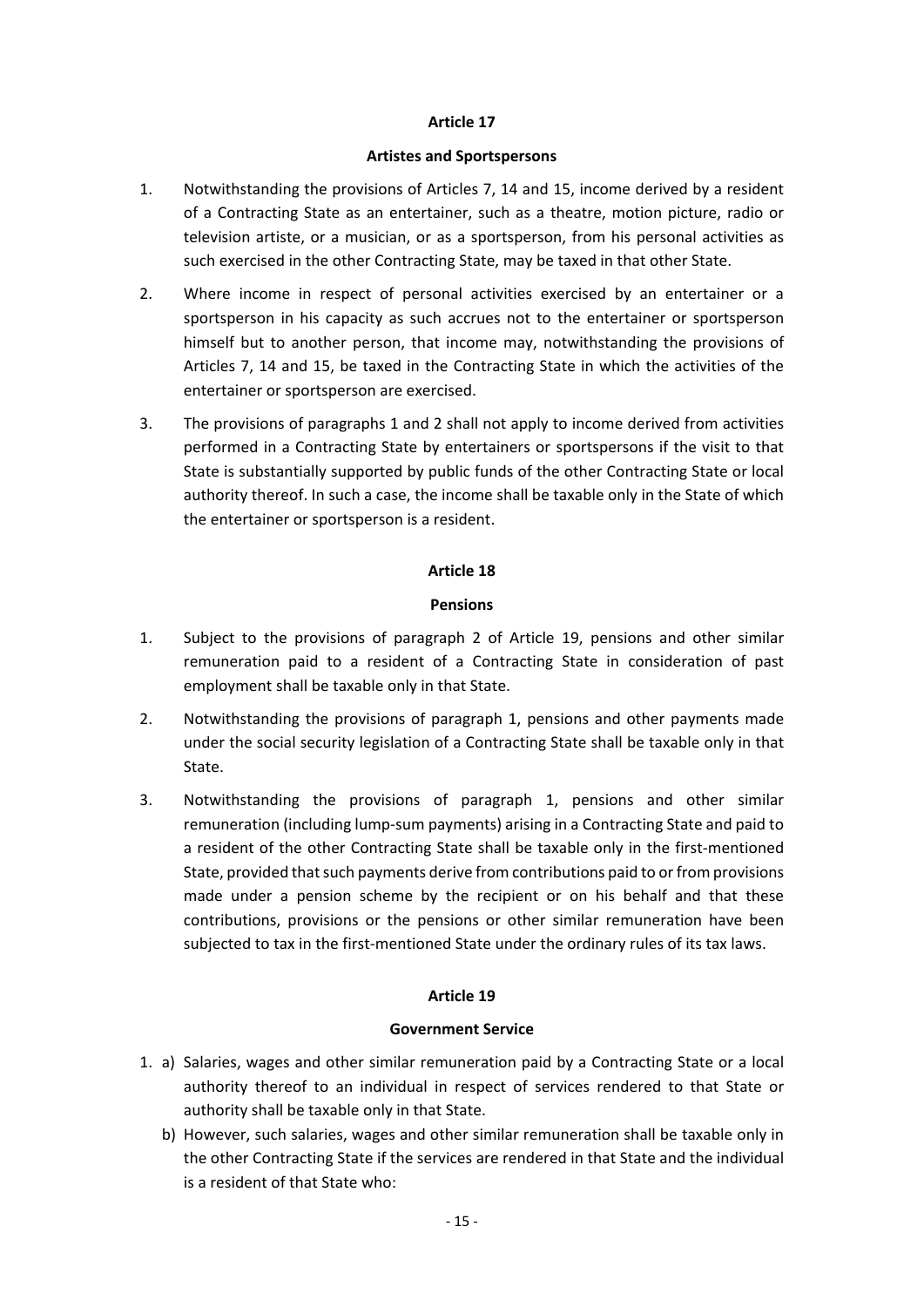## Article 17

### Artistes and Sportspersons

1. Notwithstanding the provisions of Articles 7, 14 and 15, income derived by a resident of a Contracting State as an entertainer, such as a theatre, motion picture, radio or television artiste, or a musician, or as a sportsperson, from his personal activities as such exercised in the other Contracting State, may be taxed in that other State.
2. Where income in respect of personal activities exercised by an entertainer or a sportsperson in his capacity as such accrues not to the entertainer or sportsperson himself but to another person, that income may, notwithstanding the provisions of Articles 7, 14 and 15, be taxed in the Contracting State in which the activities of the entertainer or sportsperson are exercised.
3. The provisions of paragraphs 1 and 2 shall not apply to income derived from activities performed in a Contracting State by entertainers or sportspersons if the visit to that State is substantially supported by public funds of the other Contracting State or local authority thereof. In such a case, the income shall be taxable only in the State of which the entertainer or sportsperson is a resident.

## Article 18

### Pensions

1. Subject to the provisions of paragraph 2 of Article 19, pensions and other similar remuneration paid to a resident of a Contracting State in consideration of past employment shall be taxable only in that State.
2. Notwithstanding the provisions of paragraph 1, pensions and other payments made under the social security legislation of a Contracting State shall be taxable only in that State.
3. Notwithstanding the provisions of paragraph 1, pensions and other similar remuneration (including lump-sum payments) arising in a Contracting State and paid to a resident of the other Contracting State shall be taxable only in the first-mentioned State, provided that such payments derive from contributions paid to or from provisions made under a pension scheme by the recipient or on his behalf and that these contributions, provisions or the pensions or other similar remuneration have been subjected to tax in the first-mentioned State under the ordinary rules of its tax laws.

## Article 19

### Government Service

1. a) Salaries, wages and other similar remuneration paid by a Contracting State or a local authority thereof to an individual in respect of services rendered to that State or authority shall be taxable only in that State.
   b) However, such salaries, wages and other similar remuneration shall be taxable only in the other Contracting State if the services are rendered in that State and the individual is a resident of that State who: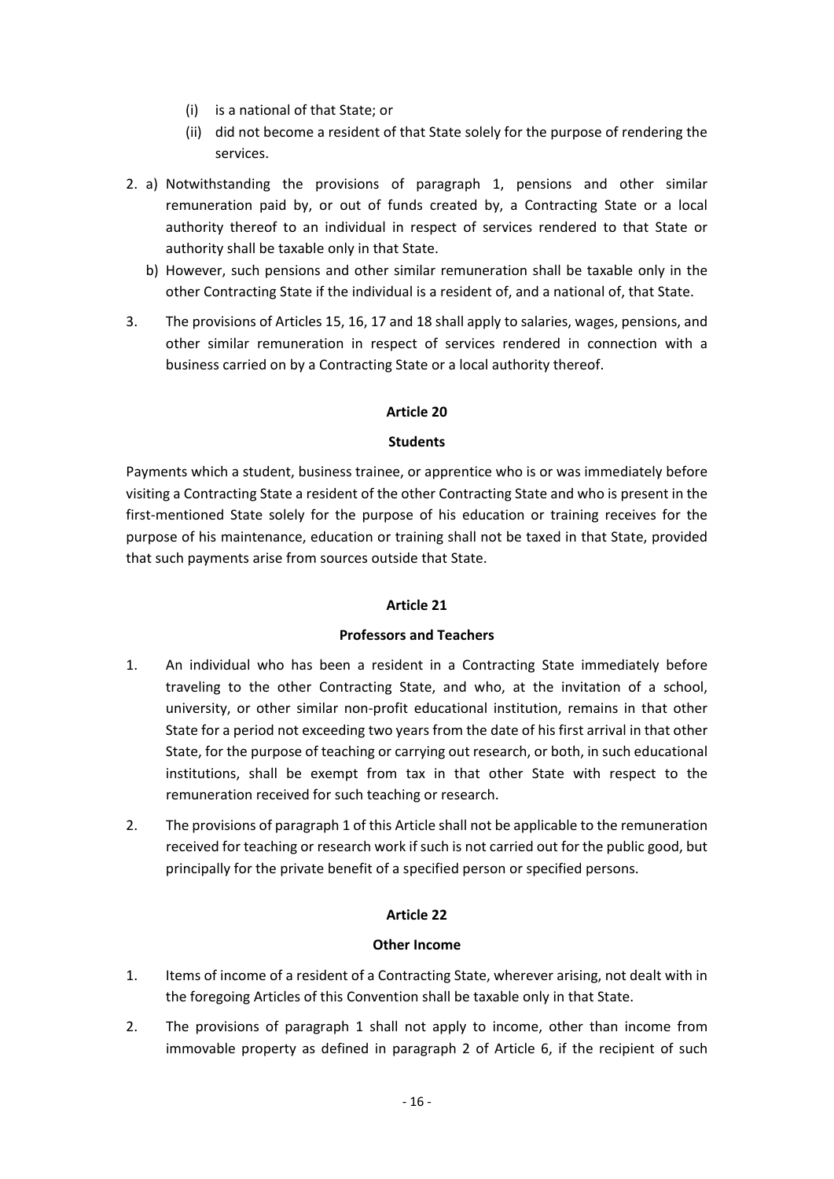(i) is a national of that State; or

(ii) did not become a resident of that State solely for the purpose of rendering the services.

2. a) Notwithstanding the provisions of paragraph 1, pensions and other similar remuneration paid by, or out of funds created by, a Contracting State or a local authority thereof to an individual in respect of services rendered to that State or authority shall be taxable only in that State.

   b) However, such pensions and other similar remuneration shall be taxable only in the other Contracting State if the individual is a resident of, and a national of, that State.

3. The provisions of Articles 15, 16, 17 and 18 shall apply to salaries, wages, pensions, and other similar remuneration in respect of services rendered in connection with a business carried on by a Contracting State or a local authority thereof.

## Article 20

### Students

Payments which a student, business trainee, or apprentice who is or was immediately before visiting a Contracting State a resident of the other Contracting State and who is present in the first-mentioned State solely for the purpose of his education or training receives for the purpose of his maintenance, education or training shall not be taxed in that State, provided that such payments arise from sources outside that State.

## Article 21

### Professors and Teachers

1. An individual who has been a resident in a Contracting State immediately before traveling to the other Contracting State, and who, at the invitation of a school, university, or other similar non-profit educational institution, remains in that other State for a period not exceeding two years from the date of his first arrival in that other State, for the purpose of teaching or carrying out research, or both, in such educational institutions, shall be exempt from tax in that other State with respect to the remuneration received for such teaching or research.

2. The provisions of paragraph 1 of this Article shall not be applicable to the remuneration received for teaching or research work if such is not carried out for the public good, but principally for the private benefit of a specified person or specified persons.

## Article 22

### Other Income

1. Items of income of a resident of a Contracting State, wherever arising, not dealt with in the foregoing Articles of this Convention shall be taxable only in that State.

2. The provisions of paragraph 1 shall not apply to income, other than income from immovable property as defined in paragraph 2 of Article 6, if the recipient of such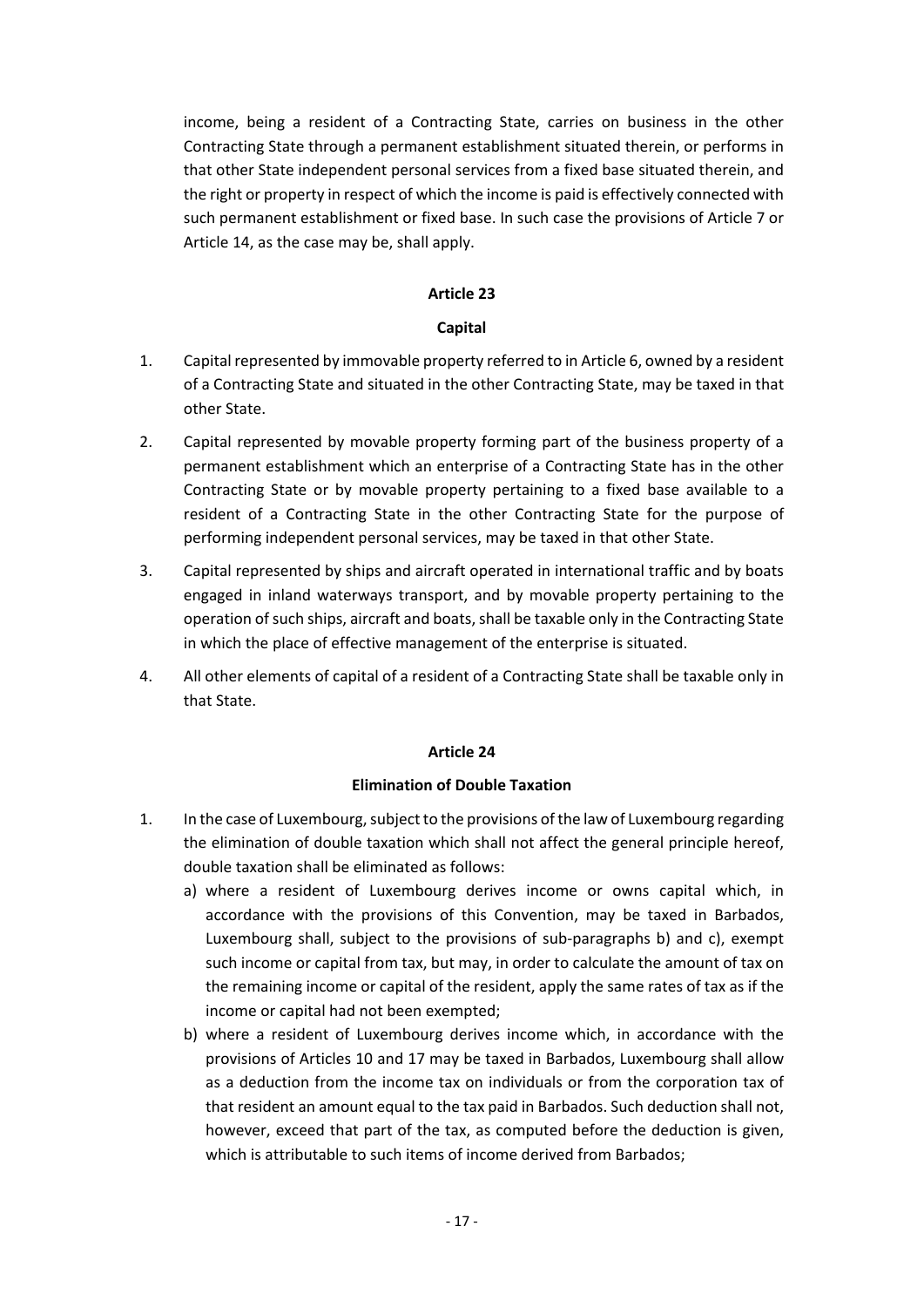income, being a resident of a Contracting State, carries on business in the other Contracting State through a permanent establishment situated therein, or performs in that other State independent personal services from a fixed base situated therein, and the right or property in respect of which the income is paid is effectively connected with such permanent establishment or fixed base. In such case the provisions of Article 7 or Article 14, as the case may be, shall apply.

**Article 23**

**Capital**

1. Capital represented by immovable property referred to in Article 6, owned by a resident of a Contracting State and situated in the other Contracting State, may be taxed in that other State.

2. Capital represented by movable property forming part of the business property of a permanent establishment which an enterprise of a Contracting State has in the other Contracting State or by movable property pertaining to a fixed base available to a resident of a Contracting State in the other Contracting State for the purpose of performing independent personal services, may be taxed in that other State.

3. Capital represented by ships and aircraft operated in international traffic and by boats engaged in inland waterways transport, and by movable property pertaining to the operation of such ships, aircraft and boats, shall be taxable only in the Contracting State in which the place of effective management of the enterprise is situated.

4. All other elements of capital of a resident of a Contracting State shall be taxable only in that State.

**Article 24**

**Elimination of Double Taxation**

1. In the case of Luxembourg, subject to the provisions of the law of Luxembourg regarding the elimination of double taxation which shall not affect the general principle hereof, double taxation shall be eliminated as follows:
   a) where a resident of Luxembourg derives income or owns capital which, in accordance with the provisions of this Convention, may be taxed in Barbados, Luxembourg shall, subject to the provisions of sub-paragraphs b) and c), exempt such income or capital from tax, but may, in order to calculate the amount of tax on the remaining income or capital of the resident, apply the same rates of tax as if the income or capital had not been exempted;
   b) where a resident of Luxembourg derives income which, in accordance with the provisions of Articles 10 and 17 may be taxed in Barbados, Luxembourg shall allow as a deduction from the income tax on individuals or from the corporation tax of that resident an amount equal to the tax paid in Barbados. Such deduction shall not, however, exceed that part of the tax, as computed before the deduction is given, which is attributable to such items of income derived from Barbados;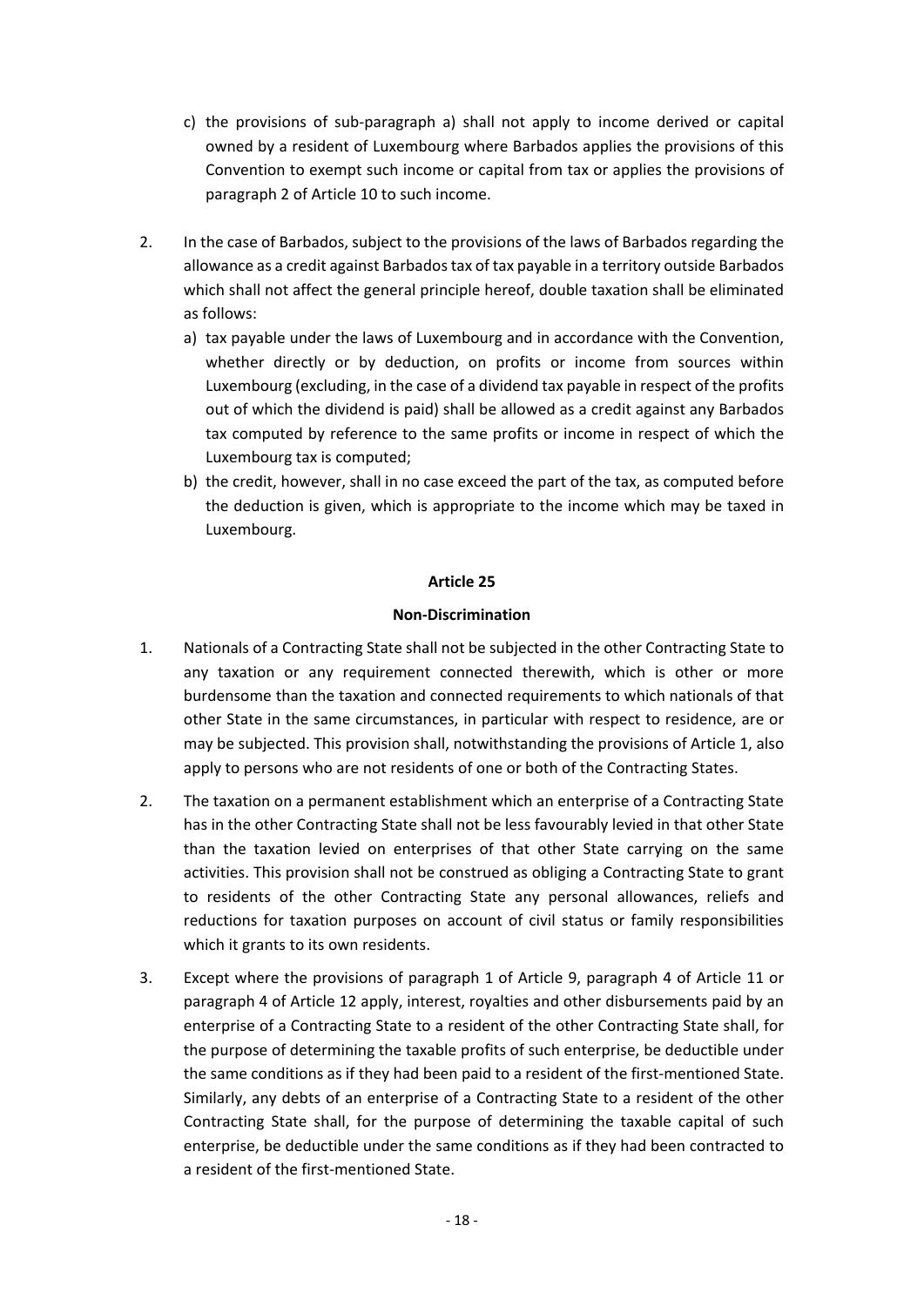c) the provisions of sub-paragraph a) shall not apply to income derived or capital owned by a resident of Luxembourg where Barbados applies the provisions of this Convention to exempt such income or capital from tax or applies the provisions of paragraph 2 of Article 10 to such income.

2. In the case of Barbados, subject to the provisions of the laws of Barbados regarding the allowance as a credit against Barbados tax of tax payable in a territory outside Barbados which shall not affect the general principle hereof, double taxation shall be eliminated as follows:
   a) tax payable under the laws of Luxembourg and in accordance with the Convention, whether directly or by deduction, on profits or income from sources within Luxembourg (excluding, in the case of a dividend tax payable in respect of the profits out of which the dividend is paid) shall be allowed as a credit against any Barbados tax computed by reference to the same profits or income in respect of which the Luxembourg tax is computed;
   b) the credit, however, shall in no case exceed the part of the tax, as computed before the deduction is given, which is appropriate to the income which may be taxed in Luxembourg.

**Article 25**

**Non-Discrimination**

1. Nationals of a Contracting State shall not be subjected in the other Contracting State to any taxation or any requirement connected therewith, which is other or more burdensome than the taxation and connected requirements to which nationals of that other State in the same circumstances, in particular with respect to residence, are or may be subjected. This provision shall, notwithstanding the provisions of Article 1, also apply to persons who are not residents of one or both of the Contracting States.

2. The taxation on a permanent establishment which an enterprise of a Contracting State has in the other Contracting State shall not be less favourably levied in that other State than the taxation levied on enterprises of that other State carrying on the same activities. This provision shall not be construed as obliging a Contracting State to grant to residents of the other Contracting State any personal allowances, reliefs and reductions for taxation purposes on account of civil status or family responsibilities which it grants to its own residents.

3. Except where the provisions of paragraph 1 of Article 9, paragraph 4 of Article 11 or paragraph 4 of Article 12 apply, interest, royalties and other disbursements paid by an enterprise of a Contracting State to a resident of the other Contracting State shall, for the purpose of determining the taxable profits of such enterprise, be deductible under the same conditions as if they had been paid to a resident of the first-mentioned State. Similarly, any debts of an enterprise of a Contracting State to a resident of the other Contracting State shall, for the purpose of determining the taxable capital of such enterprise, be deductible under the same conditions as if they had been contracted to a resident of the first-mentioned State.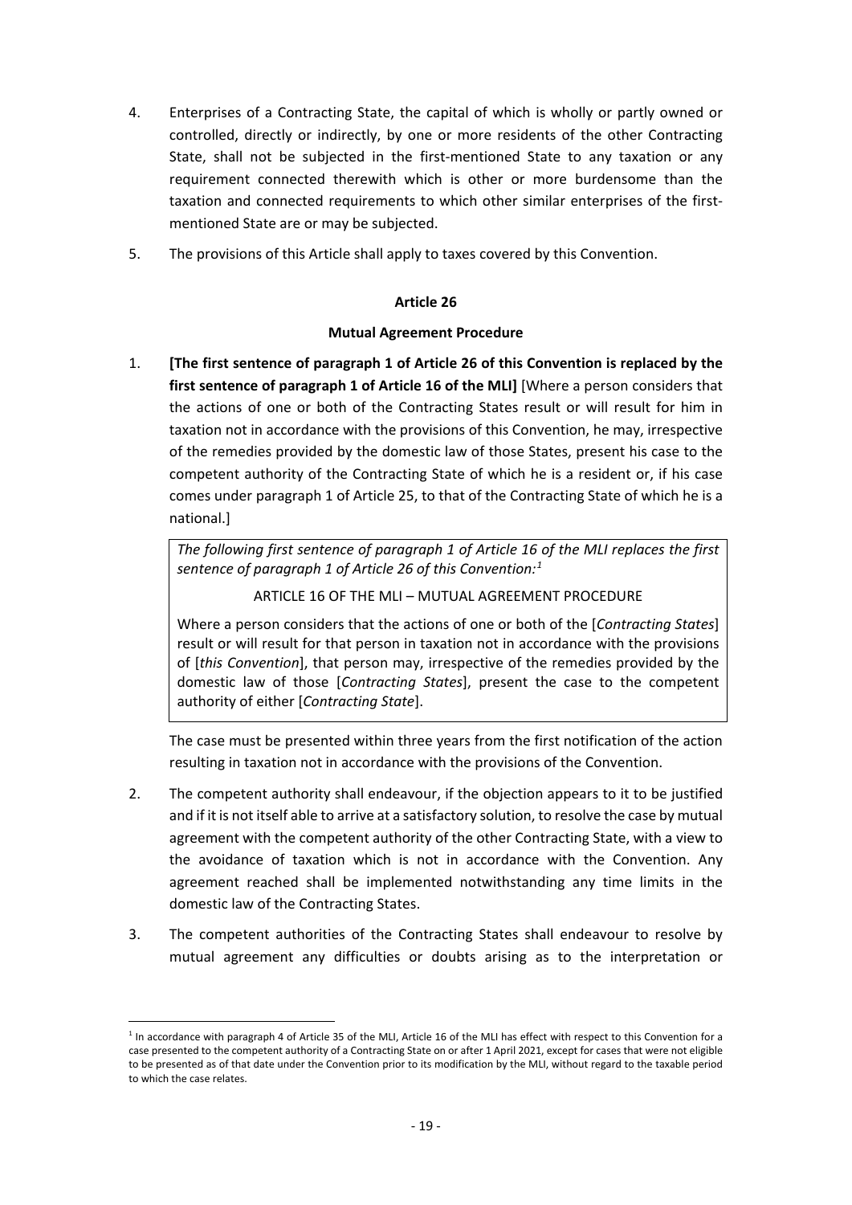4. Enterprises of a Contracting State, the capital of which is wholly or partly owned or controlled, directly or indirectly, by one or more residents of the other Contracting State, shall not be subjected in the first-mentioned State to any taxation or any requirement connected therewith which is other or more burdensome than the taxation and connected requirements to which other similar enterprises of the first-mentioned State are or may be subjected.

5. The provisions of this Article shall apply to taxes covered by this Convention.

**Article 26**

**Mutual Agreement Procedure**

1. **[The first sentence of paragraph 1 of Article 26 of this Convention is replaced by the first sentence of paragraph 1 of Article 16 of the MLI]** [Where a person considers that the actions of one or both of the Contracting States result or will result for him in taxation not in accordance with the provisions of this Convention, he may, irrespective of the remedies provided by the domestic law of those States, present his case to the competent authority of the Contracting State of which he is a resident or, if his case comes under paragraph 1 of Article 25, to that of the Contracting State of which he is a national.]

   *The following first sentence of paragraph 1 of Article 16 of the MLI replaces the first sentence of paragraph 1 of Article 26 of this Convention:*[1]

   ARTICLE 16 OF THE MLI – MUTUAL AGREEMENT PROCEDURE

   Where a person considers that the actions of one or both of the [*Contracting States*] result or will result for that person in taxation not in accordance with the provisions of [*this Convention*], that person may, irrespective of the remedies provided by the domestic law of those [*Contracting States*], present the case to the competent authority of either [*Contracting State*].

   The case must be presented within three years from the first notification of the action resulting in taxation not in accordance with the provisions of the Convention.

2. The competent authority shall endeavour, if the objection appears to it to be justified and if it is not itself able to arrive at a satisfactory solution, to resolve the case by mutual agreement with the competent authority of the other Contracting State, with a view to the avoidance of taxation which is not in accordance with the Convention. Any agreement reached shall be implemented notwithstanding any time limits in the domestic law of the Contracting States.

3. The competent authorities of the Contracting States shall endeavour to resolve by mutual agreement any difficulties or doubts arising as to the interpretation or

---

[1] In accordance with paragraph 4 of Article 35 of the MLI, Article 16 of the MLI has effect with respect to this Convention for a case presented to the competent authority of a Contracting State on or after 1 April 2021, except for cases that were not eligible to be presented as of that date under the Convention prior to its modification by the MLI, without regard to the taxable period to which the case relates.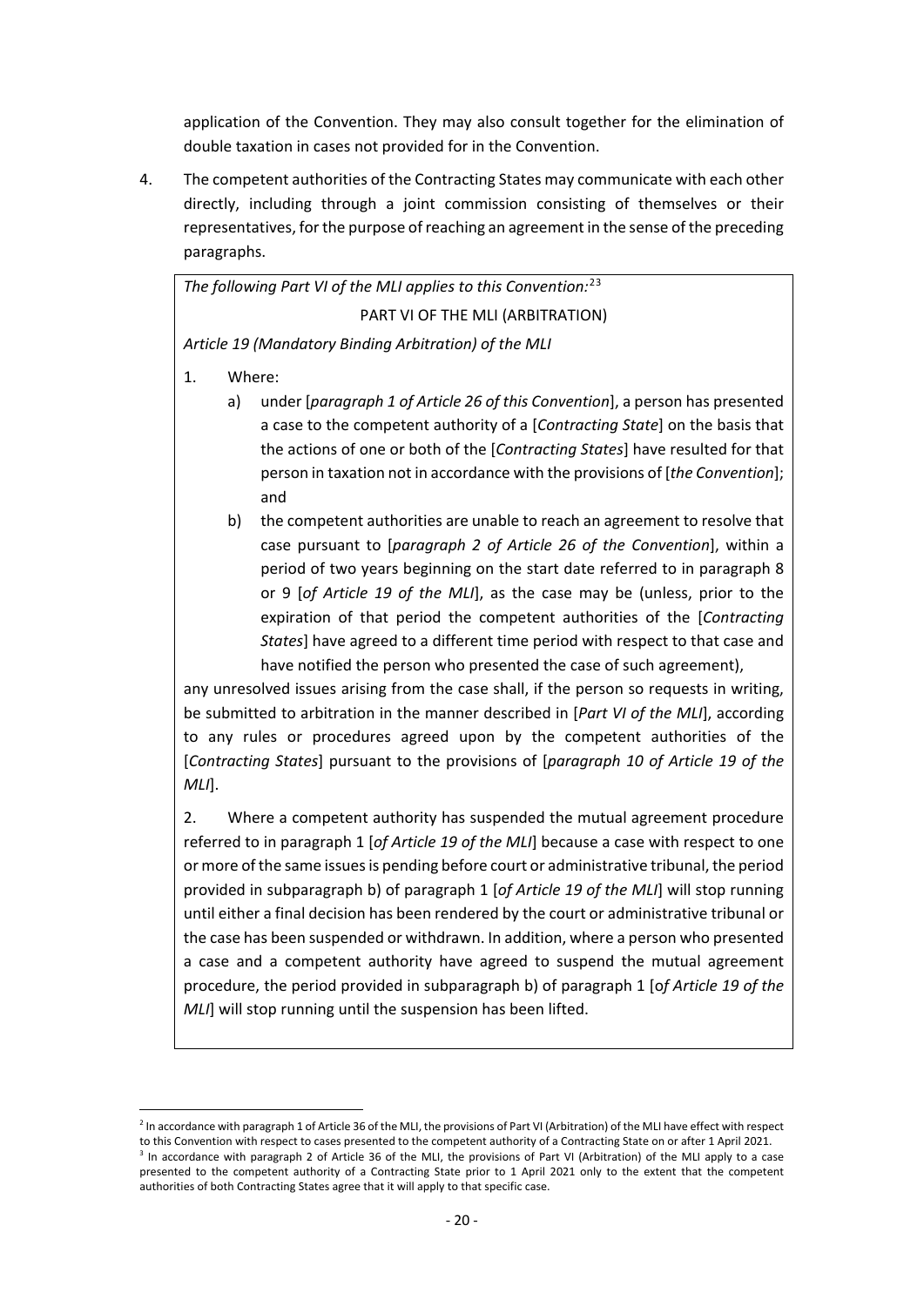application of the Convention. They may also consult together for the elimination of double taxation in cases not provided for in the Convention.

4. The competent authorities of the Contracting States may communicate with each other directly, including through a joint commission consisting of themselves or their representatives, for the purpose of reaching an agreement in the sense of the preceding paragraphs.

*The following Part VI of the MLI applies to this Convention:*[2][3]

PART VI OF THE MLI (ARBITRATION)

*Article 19 (Mandatory Binding Arbitration) of the MLI*

1. Where:

   a) under [*paragraph 1 of Article 26 of this Convention*], a person has presented a case to the competent authority of a [*Contracting State*] on the basis that the actions of one or both of the [*Contracting States*] have resulted for that person in taxation not in accordance with the provisions of [*the Convention*]; and

   b) the competent authorities are unable to reach an agreement to resolve that case pursuant to [*paragraph 2 of Article 26 of the Convention*], within a period of two years beginning on the start date referred to in paragraph 8 or 9 [*of Article 19 of the MLI*], as the case may be (unless, prior to the expiration of that period the competent authorities of the [*Contracting States*] have agreed to a different time period with respect to that case and have notified the person who presented the case of such agreement),

any unresolved issues arising from the case shall, if the person so requests in writing, be submitted to arbitration in the manner described in [*Part VI of the MLI*], according to any rules or procedures agreed upon by the competent authorities of the [*Contracting States*] pursuant to the provisions of [*paragraph 10 of Article 19 of the MLI*].

2. Where a competent authority has suspended the mutual agreement procedure referred to in paragraph 1 [*of Article 19 of the MLI*] because a case with respect to one or more of the same issues is pending before court or administrative tribunal, the period provided in subparagraph b) of paragraph 1 [*of Article 19 of the MLI*] will stop running until either a final decision has been rendered by the court or administrative tribunal or the case has been suspended or withdrawn. In addition, where a person who presented a case and a competent authority have agreed to suspend the mutual agreement procedure, the period provided in subparagraph b) of paragraph 1 [o*f Article 19 of the MLI*] will stop running until the suspension has been lifted.

---

[2] In accordance with paragraph 1 of Article 36 of the MLI, the provisions of Part VI (Arbitration) of the MLI have effect with respect to this Convention with respect to cases presented to the competent authority of a Contracting State on or after 1 April 2021.

[3] In accordance with paragraph 2 of Article 36 of the MLI, the provisions of Part VI (Arbitration) of the MLI apply to a case presented to the competent authority of a Contracting State prior to 1 April 2021 only to the extent that the competent authorities of both Contracting States agree that it will apply to that specific case.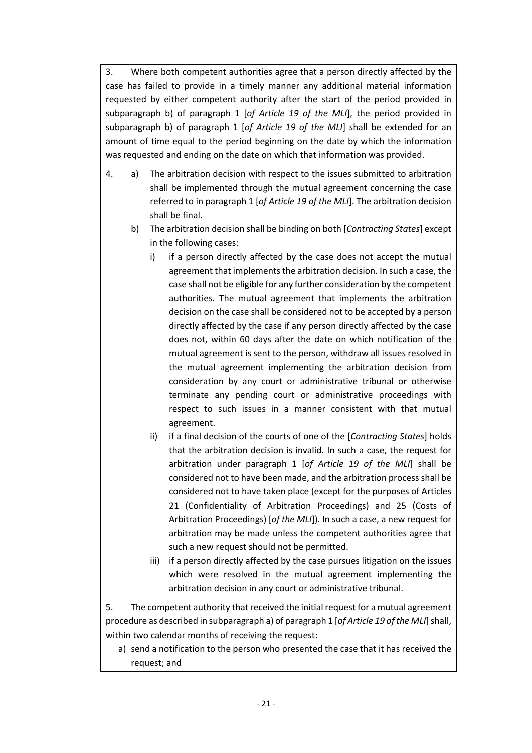3. Where both competent authorities agree that a person directly affected by the case has failed to provide in a timely manner any additional material information requested by either competent authority after the start of the period provided in subparagraph b) of paragraph 1 [*of Article 19 of the MLI*], the period provided in subparagraph b) of paragraph 1 [*of Article 19 of the MLI*] shall be extended for an amount of time equal to the period beginning on the date by which the information was requested and ending on the date on which that information was provided.

4. a) The arbitration decision with respect to the issues submitted to arbitration shall be implemented through the mutual agreement concerning the case referred to in paragraph 1 [*of Article 19 of the MLI*]. The arbitration decision shall be final.

   b) The arbitration decision shall be binding on both [*Contracting States*] except in the following cases:

      i) if a person directly affected by the case does not accept the mutual agreement that implements the arbitration decision. In such a case, the case shall not be eligible for any further consideration by the competent authorities. The mutual agreement that implements the arbitration decision on the case shall be considered not to be accepted by a person directly affected by the case if any person directly affected by the case does not, within 60 days after the date on which notification of the mutual agreement is sent to the person, withdraw all issues resolved in the mutual agreement implementing the arbitration decision from consideration by any court or administrative tribunal or otherwise terminate any pending court or administrative proceedings with respect to such issues in a manner consistent with that mutual agreement.

      ii) if a final decision of the courts of one of the [*Contracting States*] holds that the arbitration decision is invalid. In such a case, the request for arbitration under paragraph 1 [*of Article 19 of the MLI*] shall be considered not to have been made, and the arbitration process shall be considered not to have taken place (except for the purposes of Articles 21 (Confidentiality of Arbitration Proceedings) and 25 (Costs of Arbitration Proceedings) [*of the MLI*]). In such a case, a new request for arbitration may be made unless the competent authorities agree that such a new request should not be permitted.

      iii) if a person directly affected by the case pursues litigation on the issues which were resolved in the mutual agreement implementing the arbitration decision in any court or administrative tribunal.

5. The competent authority that received the initial request for a mutual agreement procedure as described in subparagraph a) of paragraph 1 [*of Article 19 of the MLI*] shall, within two calendar months of receiving the request:

   a) send a notification to the person who presented the case that it has received the request; and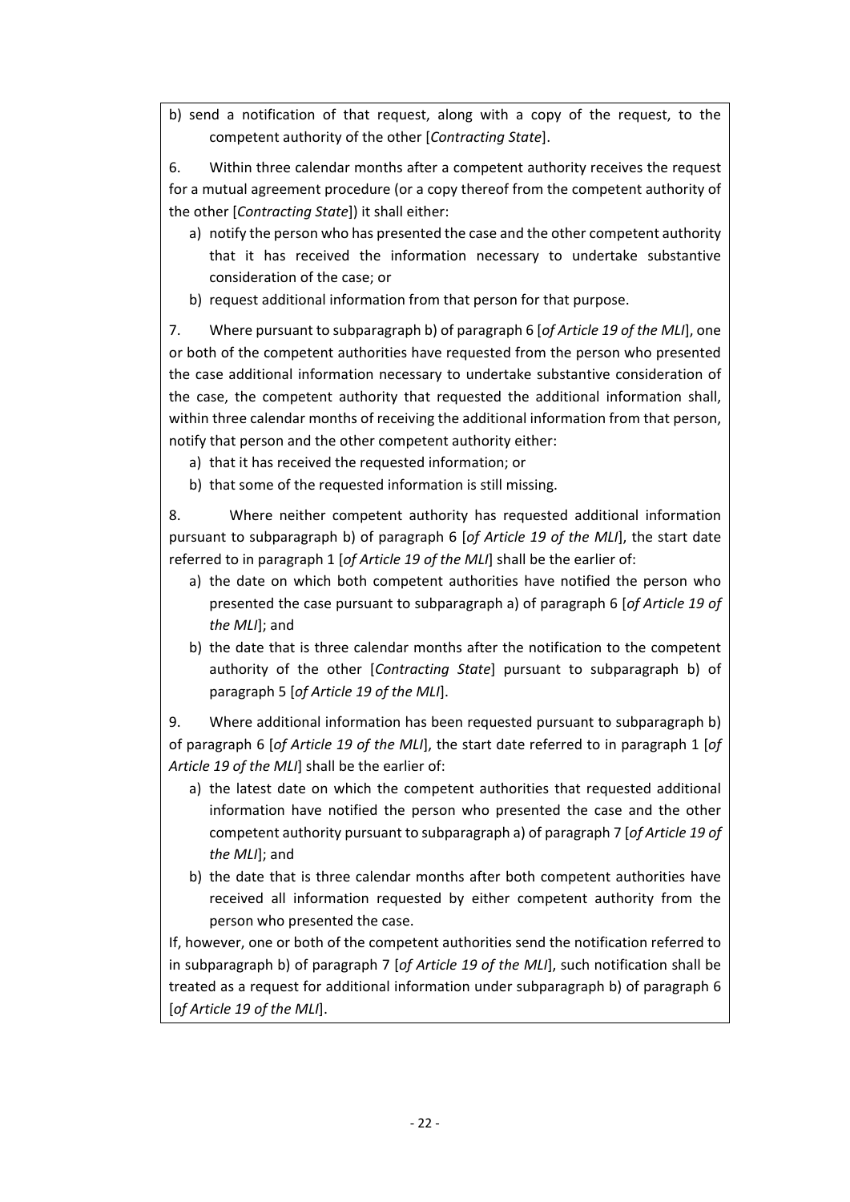b) send a notification of that request, along with a copy of the request, to the competent authority of the other [*Contracting State*].

6. Within three calendar months after a competent authority receives the request for a mutual agreement procedure (or a copy thereof from the competent authority of the other [*Contracting State*]) it shall either:

a) notify the person who has presented the case and the other competent authority that it has received the information necessary to undertake substantive consideration of the case; or

b) request additional information from that person for that purpose.

7. Where pursuant to subparagraph b) of paragraph 6 [*of Article 19 of the MLI*], one or both of the competent authorities have requested from the person who presented the case additional information necessary to undertake substantive consideration of the case, the competent authority that requested the additional information shall, within three calendar months of receiving the additional information from that person, notify that person and the other competent authority either:

a) that it has received the requested information; or

b) that some of the requested information is still missing.

8. Where neither competent authority has requested additional information pursuant to subparagraph b) of paragraph 6 [*of Article 19 of the MLI*], the start date referred to in paragraph 1 [*of Article 19 of the MLI*] shall be the earlier of:

a) the date on which both competent authorities have notified the person who presented the case pursuant to subparagraph a) of paragraph 6 [*of Article 19 of the MLI*]; and

b) the date that is three calendar months after the notification to the competent authority of the other [*Contracting State*] pursuant to subparagraph b) of paragraph 5 [*of Article 19 of the MLI*].

9. Where additional information has been requested pursuant to subparagraph b) of paragraph 6 [*of Article 19 of the MLI*], the start date referred to in paragraph 1 [*of Article 19 of the MLI*] shall be the earlier of:

a) the latest date on which the competent authorities that requested additional information have notified the person who presented the case and the other competent authority pursuant to subparagraph a) of paragraph 7 [*of Article 19 of the MLI*]; and

b) the date that is three calendar months after both competent authorities have received all information requested by either competent authority from the person who presented the case.

If, however, one or both of the competent authorities send the notification referred to in subparagraph b) of paragraph 7 [*of Article 19 of the MLI*], such notification shall be treated as a request for additional information under subparagraph b) of paragraph 6 [*of Article 19 of the MLI*].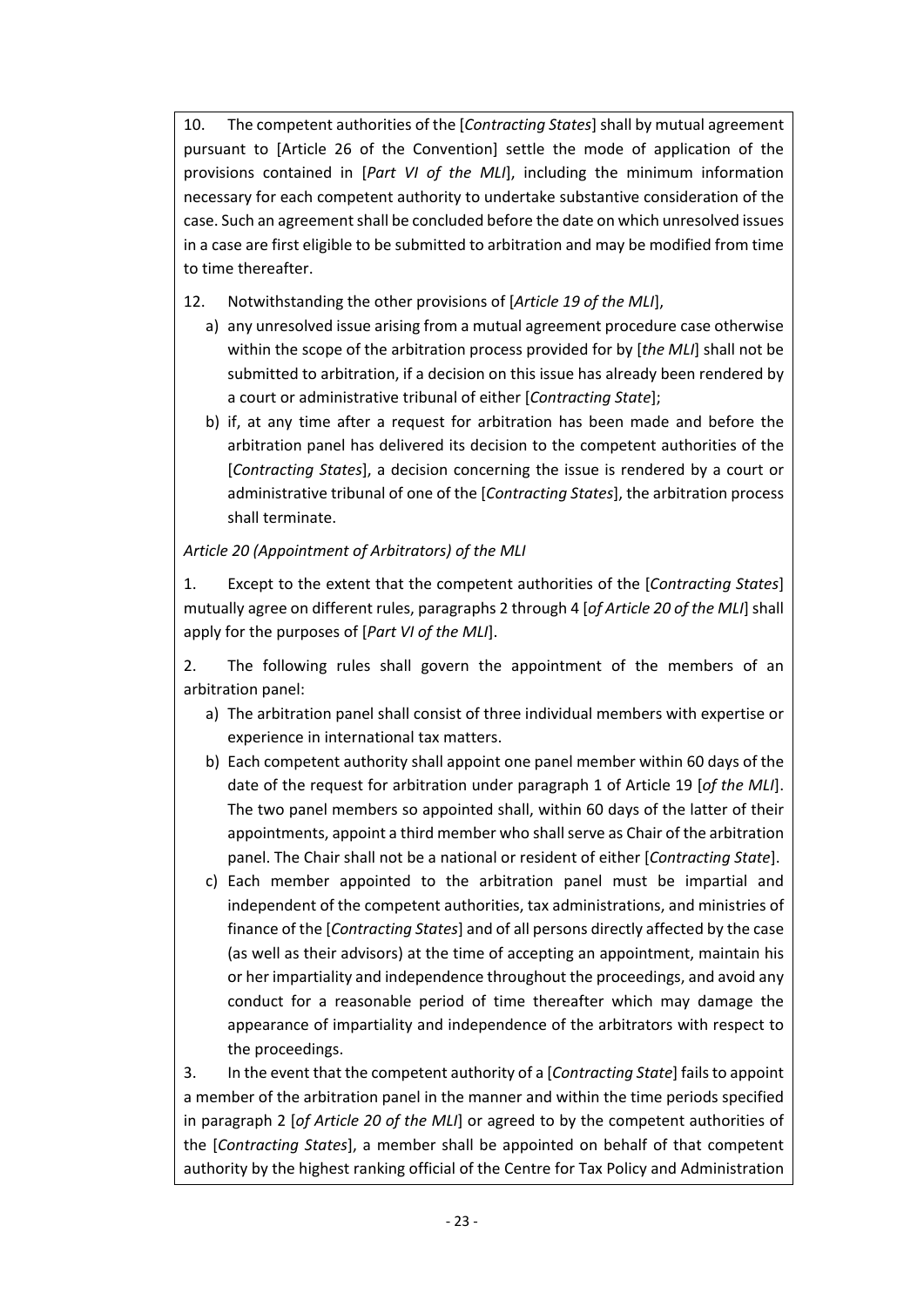10. The competent authorities of the [*Contracting States*] shall by mutual agreement pursuant to [Article 26 of the Convention] settle the mode of application of the provisions contained in [*Part VI of the MLI*], including the minimum information necessary for each competent authority to undertake substantive consideration of the case. Such an agreement shall be concluded before the date on which unresolved issues in a case are first eligible to be submitted to arbitration and may be modified from time to time thereafter.

12. Notwithstanding the other provisions of [*Article 19 of the MLI*],

a) any unresolved issue arising from a mutual agreement procedure case otherwise within the scope of the arbitration process provided for by [*the MLI*] shall not be submitted to arbitration, if a decision on this issue has already been rendered by a court or administrative tribunal of either [*Contracting State*];

b) if, at any time after a request for arbitration has been made and before the arbitration panel has delivered its decision to the competent authorities of the [*Contracting States*], a decision concerning the issue is rendered by a court or administrative tribunal of one of the [*Contracting States*], the arbitration process shall terminate.

*Article 20 (Appointment of Arbitrators) of the MLI*

1. Except to the extent that the competent authorities of the [*Contracting States*] mutually agree on different rules, paragraphs 2 through 4 [*of Article 20 of the MLI*] shall apply for the purposes of [*Part VI of the MLI*].

2. The following rules shall govern the appointment of the members of an arbitration panel:

a) The arbitration panel shall consist of three individual members with expertise or experience in international tax matters.

b) Each competent authority shall appoint one panel member within 60 days of the date of the request for arbitration under paragraph 1 of Article 19 [*of the MLI*]. The two panel members so appointed shall, within 60 days of the latter of their appointments, appoint a third member who shall serve as Chair of the arbitration panel. The Chair shall not be a national or resident of either [*Contracting State*].

c) Each member appointed to the arbitration panel must be impartial and independent of the competent authorities, tax administrations, and ministries of finance of the [*Contracting States*] and of all persons directly affected by the case (as well as their advisors) at the time of accepting an appointment, maintain his or her impartiality and independence throughout the proceedings, and avoid any conduct for a reasonable period of time thereafter which may damage the appearance of impartiality and independence of the arbitrators with respect to the proceedings.

3. In the event that the competent authority of a [*Contracting State*] fails to appoint a member of the arbitration panel in the manner and within the time periods specified in paragraph 2 [*of Article 20 of the MLI*] or agreed to by the competent authorities of the [*Contracting States*], a member shall be appointed on behalf of that competent authority by the highest ranking official of the Centre for Tax Policy and Administration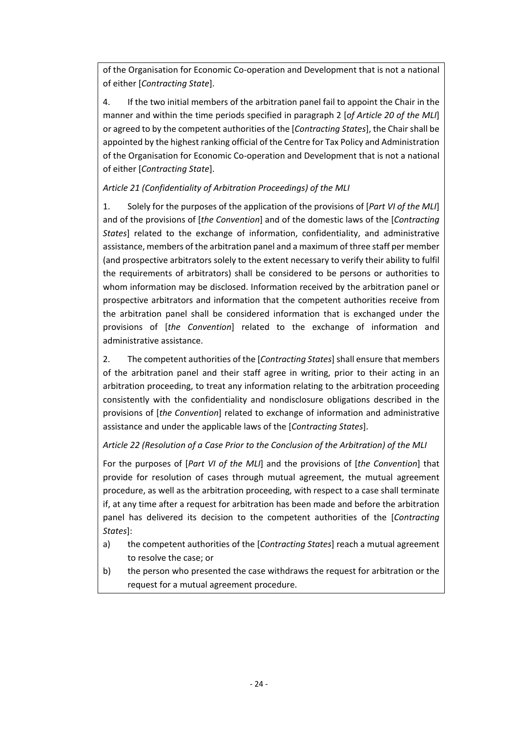of the Organisation for Economic Co-operation and Development that is not a national of either [*Contracting State*].

4. If the two initial members of the arbitration panel fail to appoint the Chair in the manner and within the time periods specified in paragraph 2 [*of Article 20 of the MLI*] or agreed to by the competent authorities of the [*Contracting States*], the Chair shall be appointed by the highest ranking official of the Centre for Tax Policy and Administration of the Organisation for Economic Co-operation and Development that is not a national of either [*Contracting State*].

*Article 21 (Confidentiality of Arbitration Proceedings) of the MLI*

1. Solely for the purposes of the application of the provisions of [*Part VI of the MLI*] and of the provisions of [*the Convention*] and of the domestic laws of the [*Contracting States*] related to the exchange of information, confidentiality, and administrative assistance, members of the arbitration panel and a maximum of three staff per member (and prospective arbitrators solely to the extent necessary to verify their ability to fulfil the requirements of arbitrators) shall be considered to be persons or authorities to whom information may be disclosed. Information received by the arbitration panel or prospective arbitrators and information that the competent authorities receive from the arbitration panel shall be considered information that is exchanged under the provisions of [*the Convention*] related to the exchange of information and administrative assistance.

2. The competent authorities of the [*Contracting States*] shall ensure that members of the arbitration panel and their staff agree in writing, prior to their acting in an arbitration proceeding, to treat any information relating to the arbitration proceeding consistently with the confidentiality and nondisclosure obligations described in the provisions of [*the Convention*] related to exchange of information and administrative assistance and under the applicable laws of the [*Contracting States*].

*Article 22 (Resolution of a Case Prior to the Conclusion of the Arbitration) of the MLI*

For the purposes of [*Part VI of the MLI*] and the provisions of [*the Convention*] that provide for resolution of cases through mutual agreement, the mutual agreement procedure, as well as the arbitration proceeding, with respect to a case shall terminate if, at any time after a request for arbitration has been made and before the arbitration panel has delivered its decision to the competent authorities of the [*Contracting States*]:

a) the competent authorities of the [*Contracting States*] reach a mutual agreement to resolve the case; or
b) the person who presented the case withdraws the request for arbitration or the request for a mutual agreement procedure.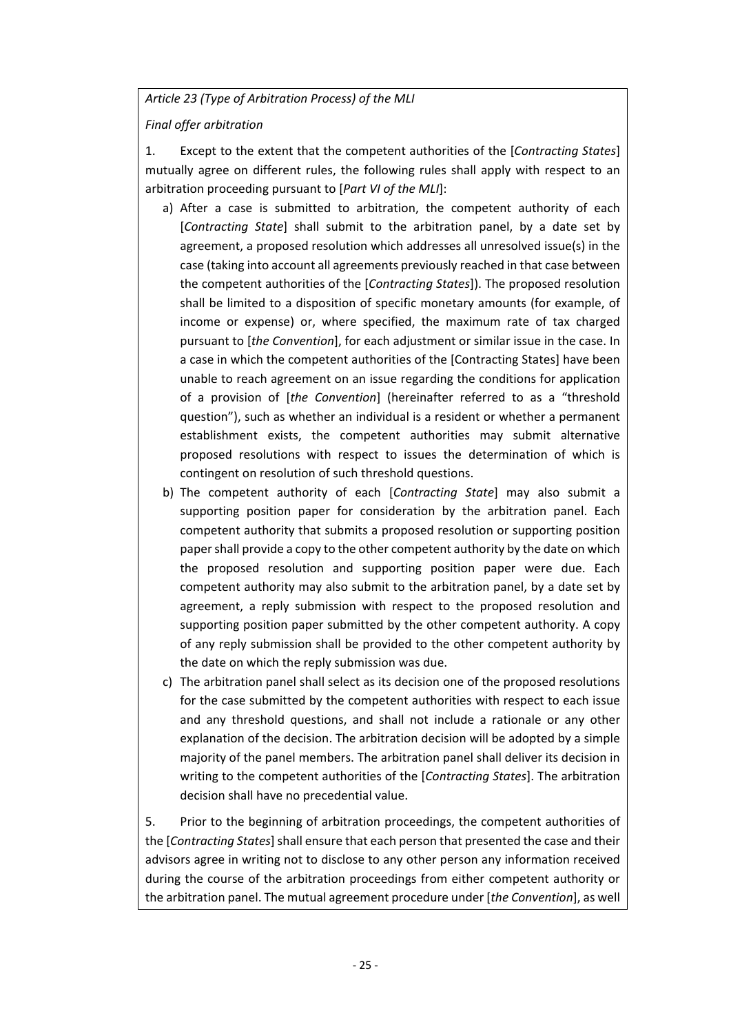*Article 23 (Type of Arbitration Process) of the MLI*

*Final offer arbitration*

1. Except to the extent that the competent authorities of the [*Contracting States*] mutually agree on different rules, the following rules shall apply with respect to an arbitration proceeding pursuant to [*Part VI of the MLI*]:

   a) After a case is submitted to arbitration, the competent authority of each [*Contracting State*] shall submit to the arbitration panel, by a date set by agreement, a proposed resolution which addresses all unresolved issue(s) in the case (taking into account all agreements previously reached in that case between the competent authorities of the [*Contracting States*]). The proposed resolution shall be limited to a disposition of specific monetary amounts (for example, of income or expense) or, where specified, the maximum rate of tax charged pursuant to [*the Convention*], for each adjustment or similar issue in the case. In a case in which the competent authorities of the [Contracting States] have been unable to reach agreement on an issue regarding the conditions for application of a provision of [*the Convention*] (hereinafter referred to as a "threshold question"), such as whether an individual is a resident or whether a permanent establishment exists, the competent authorities may submit alternative proposed resolutions with respect to issues the determination of which is contingent on resolution of such threshold questions.

   b) The competent authority of each [*Contracting State*] may also submit a supporting position paper for consideration by the arbitration panel. Each competent authority that submits a proposed resolution or supporting position paper shall provide a copy to the other competent authority by the date on which the proposed resolution and supporting position paper were due. Each competent authority may also submit to the arbitration panel, by a date set by agreement, a reply submission with respect to the proposed resolution and supporting position paper submitted by the other competent authority. A copy of any reply submission shall be provided to the other competent authority by the date on which the reply submission was due.

   c) The arbitration panel shall select as its decision one of the proposed resolutions for the case submitted by the competent authorities with respect to each issue and any threshold questions, and shall not include a rationale or any other explanation of the decision. The arbitration decision will be adopted by a simple majority of the panel members. The arbitration panel shall deliver its decision in writing to the competent authorities of the [*Contracting States*]. The arbitration decision shall have no precedential value.

5. Prior to the beginning of arbitration proceedings, the competent authorities of the [*Contracting States*] shall ensure that each person that presented the case and their advisors agree in writing not to disclose to any other person any information received during the course of the arbitration proceedings from either competent authority or the arbitration panel. The mutual agreement procedure under [*the Convention*], as well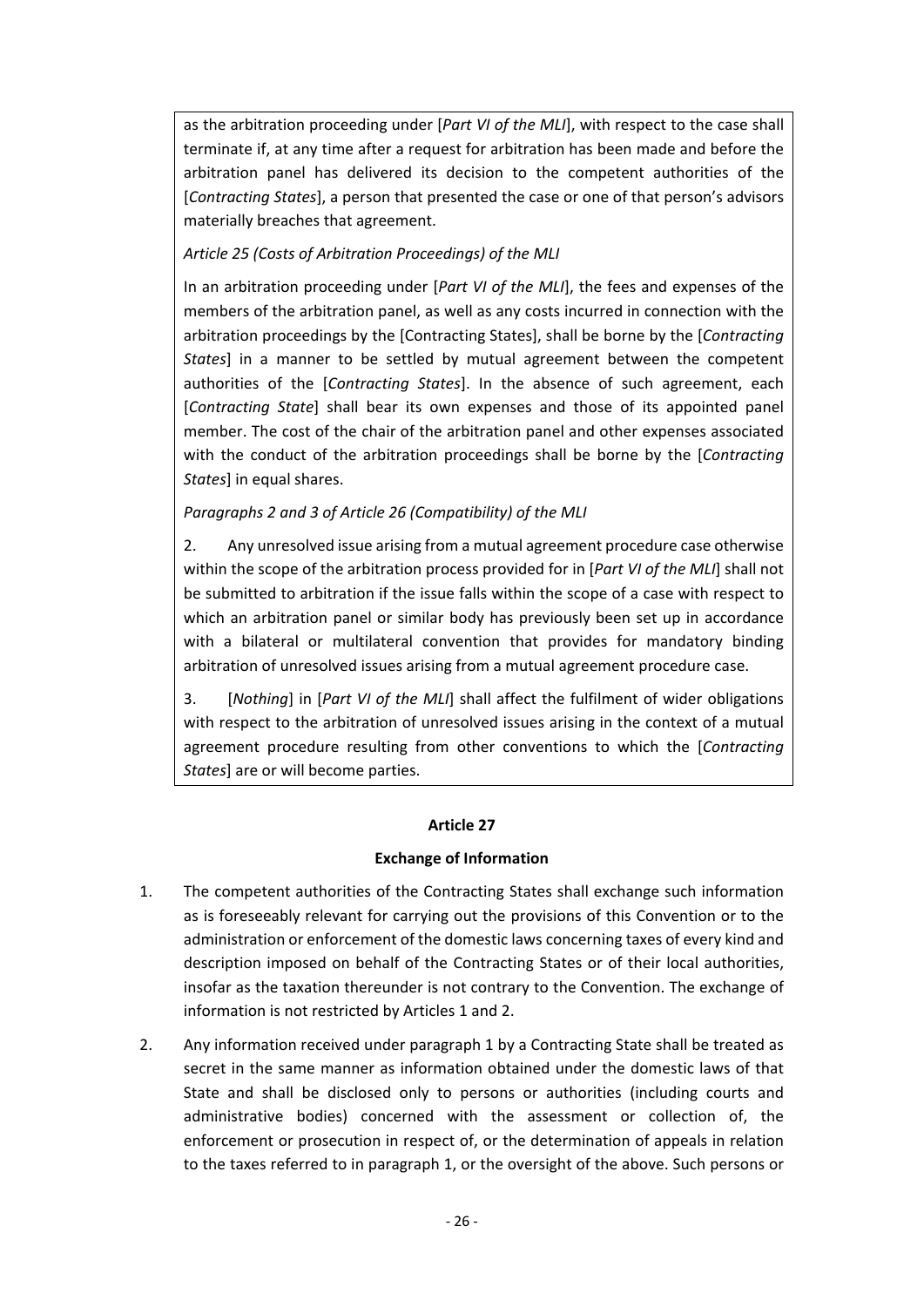as the arbitration proceeding under [*Part VI of the MLI*], with respect to the case shall terminate if, at any time after a request for arbitration has been made and before the arbitration panel has delivered its decision to the competent authorities of the [*Contracting States*], a person that presented the case or one of that person's advisors materially breaches that agreement.

*Article 25 (Costs of Arbitration Proceedings) of the MLI*

In an arbitration proceeding under [*Part VI of the MLI*], the fees and expenses of the members of the arbitration panel, as well as any costs incurred in connection with the arbitration proceedings by the [Contracting States], shall be borne by the [*Contracting States*] in a manner to be settled by mutual agreement between the competent authorities of the [*Contracting States*]. In the absence of such agreement, each [*Contracting State*] shall bear its own expenses and those of its appointed panel member. The cost of the chair of the arbitration panel and other expenses associated with the conduct of the arbitration proceedings shall be borne by the [*Contracting States*] in equal shares.

*Paragraphs 2 and 3 of Article 26 (Compatibility) of the MLI*

2. Any unresolved issue arising from a mutual agreement procedure case otherwise within the scope of the arbitration process provided for in [*Part VI of the MLI*] shall not be submitted to arbitration if the issue falls within the scope of a case with respect to which an arbitration panel or similar body has previously been set up in accordance with a bilateral or multilateral convention that provides for mandatory binding arbitration of unresolved issues arising from a mutual agreement procedure case.

3. [*Nothing*] in [*Part VI of the MLI*] shall affect the fulfilment of wider obligations with respect to the arbitration of unresolved issues arising in the context of a mutual agreement procedure resulting from other conventions to which the [*Contracting States*] are or will become parties.

## Article 27

## Exchange of Information

1. The competent authorities of the Contracting States shall exchange such information as is foreseeably relevant for carrying out the provisions of this Convention or to the administration or enforcement of the domestic laws concerning taxes of every kind and description imposed on behalf of the Contracting States or of their local authorities, insofar as the taxation thereunder is not contrary to the Convention. The exchange of information is not restricted by Articles 1 and 2.

2. Any information received under paragraph 1 by a Contracting State shall be treated as secret in the same manner as information obtained under the domestic laws of that State and shall be disclosed only to persons or authorities (including courts and administrative bodies) concerned with the assessment or collection of, the enforcement or prosecution in respect of, or the determination of appeals in relation to the taxes referred to in paragraph 1, or the oversight of the above. Such persons or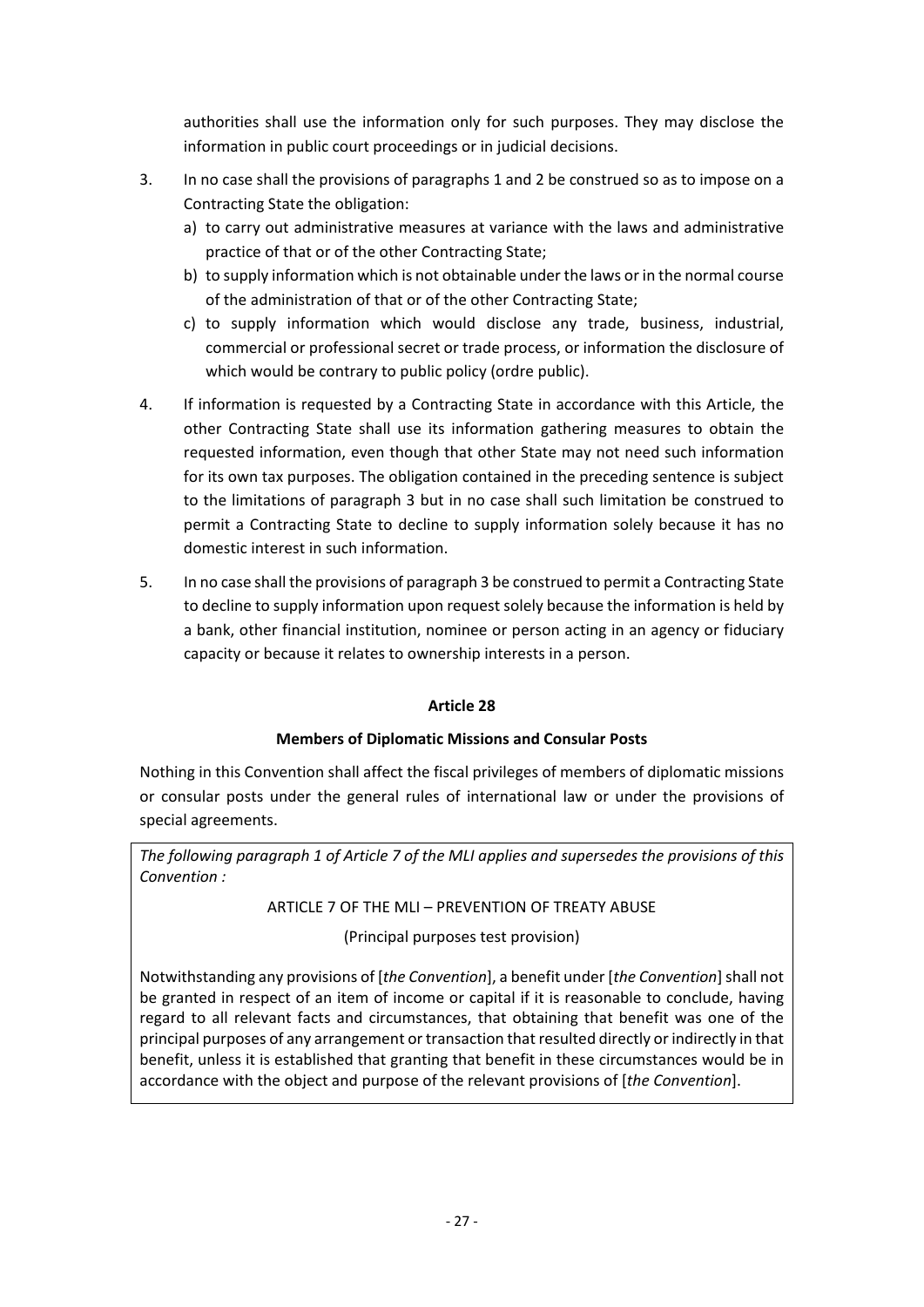authorities shall use the information only for such purposes. They may disclose the information in public court proceedings or in judicial decisions.

3. In no case shall the provisions of paragraphs 1 and 2 be construed so as to impose on a Contracting State the obligation:
   a) to carry out administrative measures at variance with the laws and administrative practice of that or of the other Contracting State;
   b) to supply information which is not obtainable under the laws or in the normal course of the administration of that or of the other Contracting State;
   c) to supply information which would disclose any trade, business, industrial, commercial or professional secret or trade process, or information the disclosure of which would be contrary to public policy (ordre public).

4. If information is requested by a Contracting State in accordance with this Article, the other Contracting State shall use its information gathering measures to obtain the requested information, even though that other State may not need such information for its own tax purposes. The obligation contained in the preceding sentence is subject to the limitations of paragraph 3 but in no case shall such limitation be construed to permit a Contracting State to decline to supply information solely because it has no domestic interest in such information.

5. In no case shall the provisions of paragraph 3 be construed to permit a Contracting State to decline to supply information upon request solely because the information is held by a bank, other financial institution, nominee or person acting in an agency or fiduciary capacity or because it relates to ownership interests in a person.

## Article 28

### Members of Diplomatic Missions and Consular Posts

Nothing in this Convention shall affect the fiscal privileges of members of diplomatic missions or consular posts under the general rules of international law or under the provisions of special agreements.

*The following paragraph 1 of Article 7 of the MLI applies and supersedes the provisions of this Convention :*

ARTICLE 7 OF THE MLI – PREVENTION OF TREATY ABUSE

(Principal purposes test provision)

Notwithstanding any provisions of [*the Convention*], a benefit under [*the Convention*] shall not be granted in respect of an item of income or capital if it is reasonable to conclude, having regard to all relevant facts and circumstances, that obtaining that benefit was one of the principal purposes of any arrangement or transaction that resulted directly or indirectly in that benefit, unless it is established that granting that benefit in these circumstances would be in accordance with the object and purpose of the relevant provisions of [*the Convention*].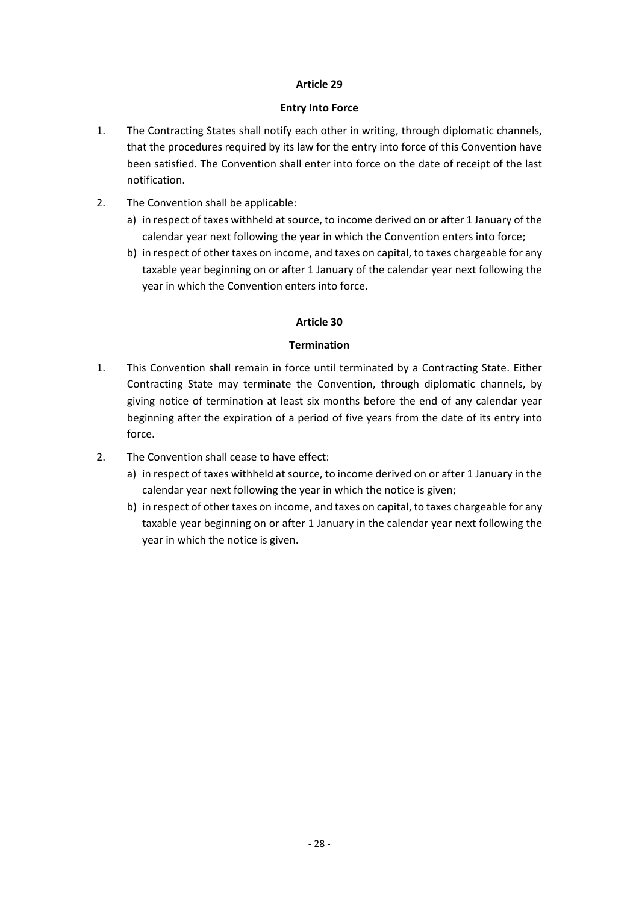**Article 29**

**Entry Into Force**

1. The Contracting States shall notify each other in writing, through diplomatic channels, that the procedures required by its law for the entry into force of this Convention have been satisfied. The Convention shall enter into force on the date of receipt of the last notification.

2. The Convention shall be applicable:
   a) in respect of taxes withheld at source, to income derived on or after 1 January of the calendar year next following the year in which the Convention enters into force;
   b) in respect of other taxes on income, and taxes on capital, to taxes chargeable for any taxable year beginning on or after 1 January of the calendar year next following the year in which the Convention enters into force.

**Article 30**

**Termination**

1. This Convention shall remain in force until terminated by a Contracting State. Either Contracting State may terminate the Convention, through diplomatic channels, by giving notice of termination at least six months before the end of any calendar year beginning after the expiration of a period of five years from the date of its entry into force.

2. The Convention shall cease to have effect:
   a) in respect of taxes withheld at source, to income derived on or after 1 January in the calendar year next following the year in which the notice is given;
   b) in respect of other taxes on income, and taxes on capital, to taxes chargeable for any taxable year beginning on or after 1 January in the calendar year next following the year in which the notice is given.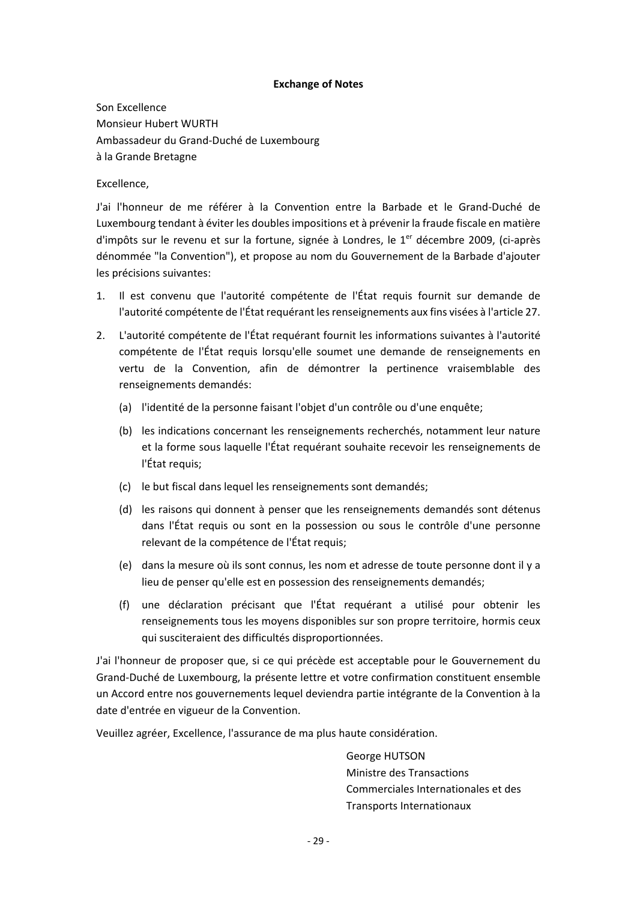**Exchange of Notes**

Son Excellence  
Monsieur Hubert WURTH  
Ambassadeur du Grand-Duché de Luxembourg  
à la Grande Bretagne

Excellence,

J'ai l'honneur de me référer à la Convention entre la Barbade et le Grand-Duché de Luxembourg tendant à éviter les doubles impositions et à prévenir la fraude fiscale en matière d'impôts sur le revenu et sur la fortune, signée à Londres, le 1er décembre 2009, (ci-après dénommée "la Convention"), et propose au nom du Gouvernement de la Barbade d'ajouter les précisions suivantes:

1. Il est convenu que l'autorité compétente de l'État requis fournit sur demande de l'autorité compétente de l'État requérant les renseignements aux fins visées à l'article 27.

2. L'autorité compétente de l'État requérant fournit les informations suivantes à l'autorité compétente de l'État requis lorsqu'elle soumet une demande de renseignements en vertu de la Convention, afin de démontrer la pertinence vraisemblable des renseignements demandés:

   (a) l'identité de la personne faisant l'objet d'un contrôle ou d'une enquête;

   (b) les indications concernant les renseignements recherchés, notamment leur nature et la forme sous laquelle l'État requérant souhaite recevoir les renseignements de l'État requis;

   (c) le but fiscal dans lequel les renseignements sont demandés;

   (d) les raisons qui donnent à penser que les renseignements demandés sont détenus dans l'État requis ou sont en la possession ou sous le contrôle d'une personne relevant de la compétence de l'État requis;

   (e) dans la mesure où ils sont connus, les nom et adresse de toute personne dont il y a lieu de penser qu'elle est en possession des renseignements demandés;

   (f) une déclaration précisant que l'État requérant a utilisé pour obtenir les renseignements tous les moyens disponibles sur son propre territoire, hormis ceux qui susciteraient des difficultés disproportionnées.

J'ai l'honneur de proposer que, si ce qui précède est acceptable pour le Gouvernement du Grand-Duché de Luxembourg, la présente lettre et votre confirmation constituent ensemble un Accord entre nos gouvernements lequel deviendra partie intégrante de la Convention à la date d'entrée en vigueur de la Convention.

Veuillez agréer, Excellence, l'assurance de ma plus haute considération.

George HUTSON  
Ministre des Transactions Commerciales Internationales et des Transports Internationaux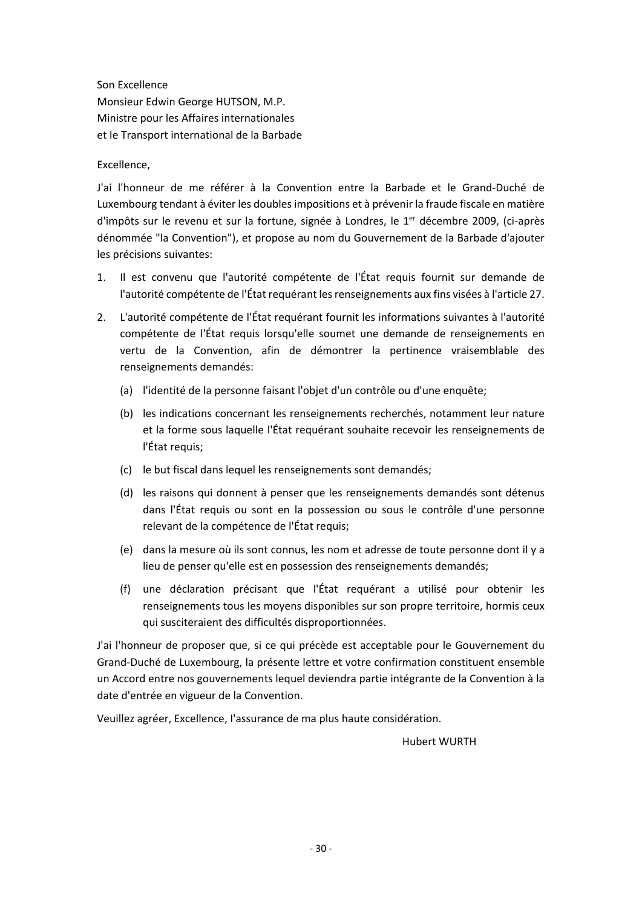Son Excellence
Monsieur Edwin George HUTSON, M.P.
Ministre pour les Affaires internationales
et Ie Transport international de la Barbade

Excellence,

J'ai l'honneur de me référer à la Convention entre la Barbade et le Grand-Duché de Luxembourg tendant à éviter les doubles impositions et à prévenir la fraude fiscale en matière d'impôts sur le revenu et sur la fortune, signée à Londres, le 1er décembre 2009, (ci-après dénommée "la Convention"), et propose au nom du Gouvernement de la Barbade d'ajouter les précisions suivantes:

1. Il est convenu que l'autorité compétente de l'État requis fournit sur demande de l'autorité compétente de l'État requérant les renseignements aux fins visées à l'article 27.
2. L'autorité compétente de l'État requérant fournit les informations suivantes à l'autorité compétente de l'État requis lorsqu'elle soumet une demande de renseignements en vertu de la Convention, afin de démontrer la pertinence vraisemblable des renseignements demandés:
   (a) l'identité de la personne faisant l'objet d'un contrôle ou d'une enquête;
   (b) les indications concernant les renseignements recherchés, notamment leur nature et la forme sous laquelle l'État requérant souhaite recevoir les renseignements de l'État requis;
   (c) le but fiscal dans lequel les renseignements sont demandés;
   (d) les raisons qui donnent à penser que les renseignements demandés sont détenus dans l'État requis ou sont en la possession ou sous le contrôle d'une personne relevant de la compétence de l'État requis;
   (e) dans la mesure où ils sont connus, les nom et adresse de toute personne dont il y a lieu de penser qu'elle est en possession des renseignements demandés;
   (f) une déclaration précisant que l'État requérant a utilisé pour obtenir les renseignements tous les moyens disponibles sur son propre territoire, hormis ceux qui susciteraient des difficultés disproportionnées.

J'ai l'honneur de proposer que, si ce qui précède est acceptable pour le Gouvernement du Grand-Duché de Luxembourg, la présente lettre et votre confirmation constituent ensemble un Accord entre nos gouvernements lequel deviendra partie intégrante de la Convention à la date d'entrée en vigueur de la Convention.

Veuillez agréer, Excellence, l'assurance de ma plus haute considération.

Hubert WURTH